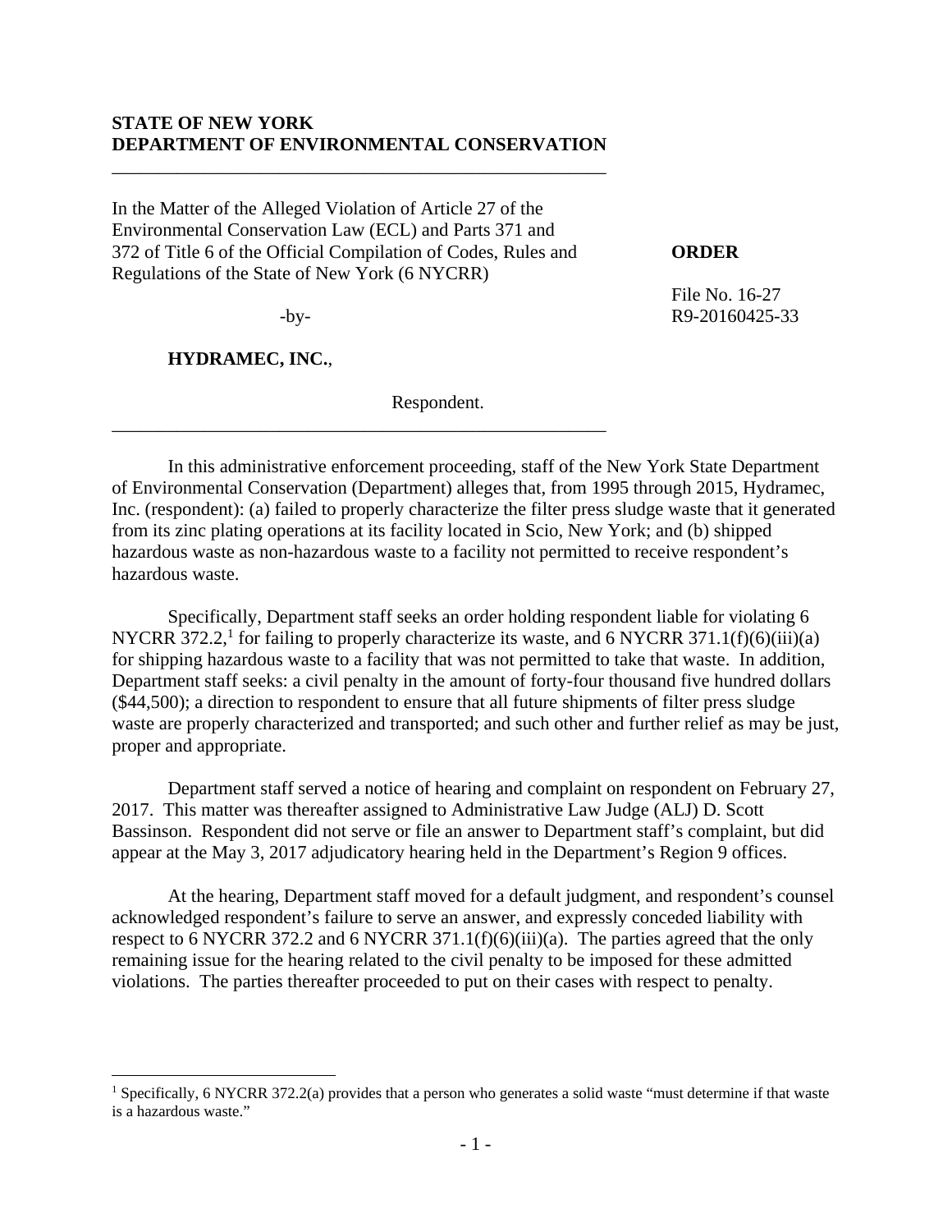**STATE OF NEW YORK**
**DEPARTMENT OF ENVIRONMENTAL CONSERVATION**

---

In the Matter of the Alleged Violation of Article 27 of the Environmental Conservation Law (ECL) and Parts 371 and 372 of Title 6 of the Official Compilation of Codes, Rules and Regulations of the State of New York (6 NYCRR)

-by-

**HYDRAMEC, INC.**,

Respondent.

---

**ORDER**

File No. 16-27
R9-20160425-33

In this administrative enforcement proceeding, staff of the New York State Department of Environmental Conservation (Department) alleges that, from 1995 through 2015, Hydramec, Inc. (respondent): (a) failed to properly characterize the filter press sludge waste that it generated from its zinc plating operations at its facility located in Scio, New York; and (b) shipped hazardous waste as non-hazardous waste to a facility not permitted to receive respondent's hazardous waste.

Specifically, Department staff seeks an order holding respondent liable for violating 6 NYCRR 372.2,[1] for failing to properly characterize its waste, and 6 NYCRR 371.1(f)(6)(iii)(a) for shipping hazardous waste to a facility that was not permitted to take that waste. In addition, Department staff seeks: a civil penalty in the amount of forty-four thousand five hundred dollars ($44,500); a direction to respondent to ensure that all future shipments of filter press sludge waste are properly characterized and transported; and such other and further relief as may be just, proper and appropriate.

Department staff served a notice of hearing and complaint on respondent on February 27, 2017. This matter was thereafter assigned to Administrative Law Judge (ALJ) D. Scott Bassinson. Respondent did not serve or file an answer to Department staff's complaint, but did appear at the May 3, 2017 adjudicatory hearing held in the Department's Region 9 offices.

At the hearing, Department staff moved for a default judgment, and respondent's counsel acknowledged respondent's failure to serve an answer, and expressly conceded liability with respect to 6 NYCRR 372.2 and 6 NYCRR 371.1(f)(6)(iii)(a). The parties agreed that the only remaining issue for the hearing related to the civil penalty to be imposed for these admitted violations. The parties thereafter proceeded to put on their cases with respect to penalty.

---

[1] Specifically, 6 NYCRR 372.2(a) provides that a person who generates a solid waste "must determine if that waste is a hazardous waste."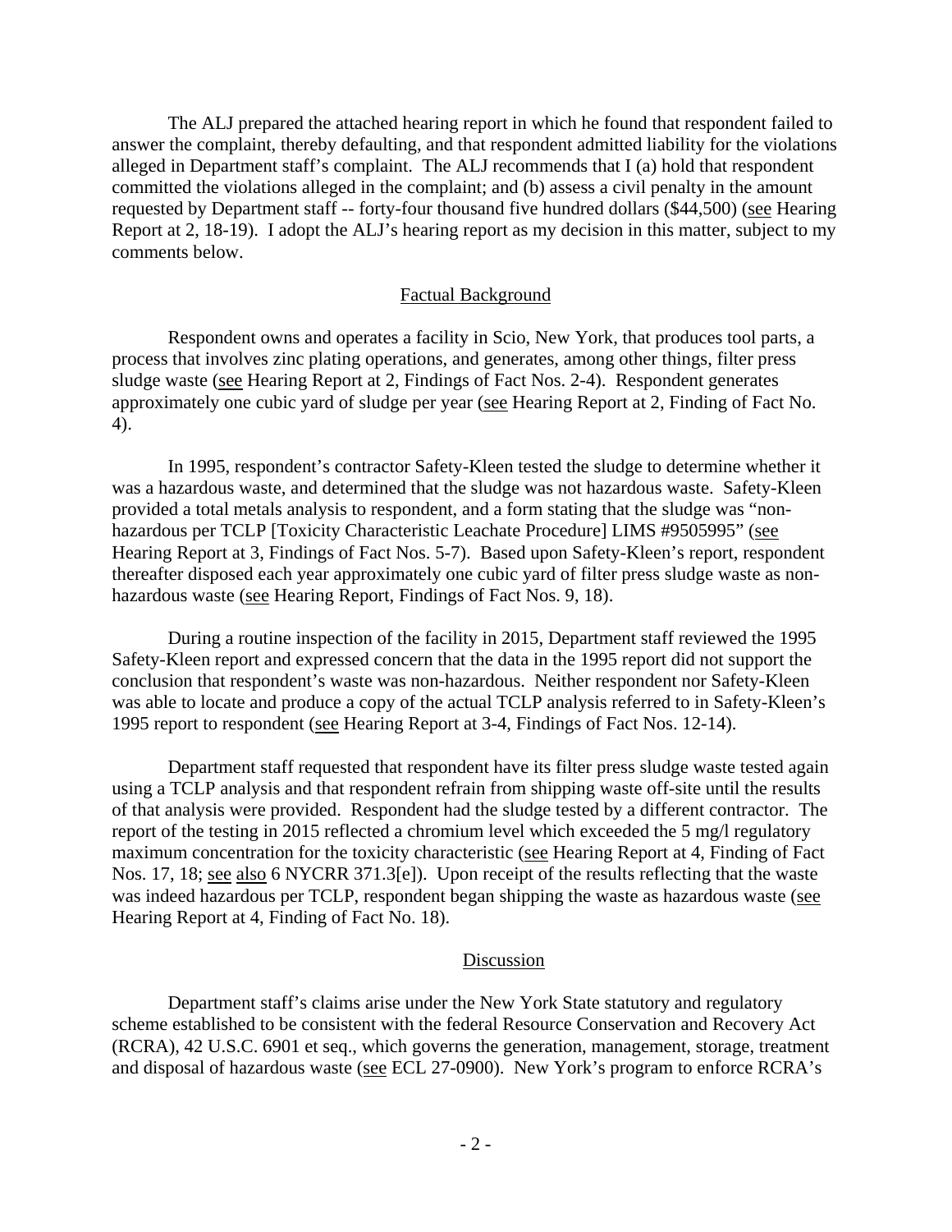The ALJ prepared the attached hearing report in which he found that respondent failed to answer the complaint, thereby defaulting, and that respondent admitted liability for the violations alleged in Department staff's complaint. The ALJ recommends that I (a) hold that respondent committed the violations alleged in the complaint; and (b) assess a civil penalty in the amount requested by Department staff -- forty-four thousand five hundred dollars ($44,500) (see Hearing Report at 2, 18-19). I adopt the ALJ's hearing report as my decision in this matter, subject to my comments below.

## Factual Background

Respondent owns and operates a facility in Scio, New York, that produces tool parts, a process that involves zinc plating operations, and generates, among other things, filter press sludge waste (see Hearing Report at 2, Findings of Fact Nos. 2-4). Respondent generates approximately one cubic yard of sludge per year (see Hearing Report at 2, Finding of Fact No. 4).

In 1995, respondent's contractor Safety-Kleen tested the sludge to determine whether it was a hazardous waste, and determined that the sludge was not hazardous waste. Safety-Kleen provided a total metals analysis to respondent, and a form stating that the sludge was "non-hazardous per TCLP [Toxicity Characteristic Leachate Procedure] LIMS #9505995" (see Hearing Report at 3, Findings of Fact Nos. 5-7). Based upon Safety-Kleen's report, respondent thereafter disposed each year approximately one cubic yard of filter press sludge waste as non-hazardous waste (see Hearing Report, Findings of Fact Nos. 9, 18).

During a routine inspection of the facility in 2015, Department staff reviewed the 1995 Safety-Kleen report and expressed concern that the data in the 1995 report did not support the conclusion that respondent's waste was non-hazardous. Neither respondent nor Safety-Kleen was able to locate and produce a copy of the actual TCLP analysis referred to in Safety-Kleen's 1995 report to respondent (see Hearing Report at 3-4, Findings of Fact Nos. 12-14).

Department staff requested that respondent have its filter press sludge waste tested again using a TCLP analysis and that respondent refrain from shipping waste off-site until the results of that analysis were provided. Respondent had the sludge tested by a different contractor. The report of the testing in 2015 reflected a chromium level which exceeded the 5 mg/l regulatory maximum concentration for the toxicity characteristic (see Hearing Report at 4, Finding of Fact Nos. 17, 18; see also 6 NYCRR 371.3[e]). Upon receipt of the results reflecting that the waste was indeed hazardous per TCLP, respondent began shipping the waste as hazardous waste (see Hearing Report at 4, Finding of Fact No. 18).

## Discussion

Department staff's claims arise under the New York State statutory and regulatory scheme established to be consistent with the federal Resource Conservation and Recovery Act (RCRA), 42 U.S.C. 6901 et seq., which governs the generation, management, storage, treatment and disposal of hazardous waste (see ECL 27-0900). New York's program to enforce RCRA's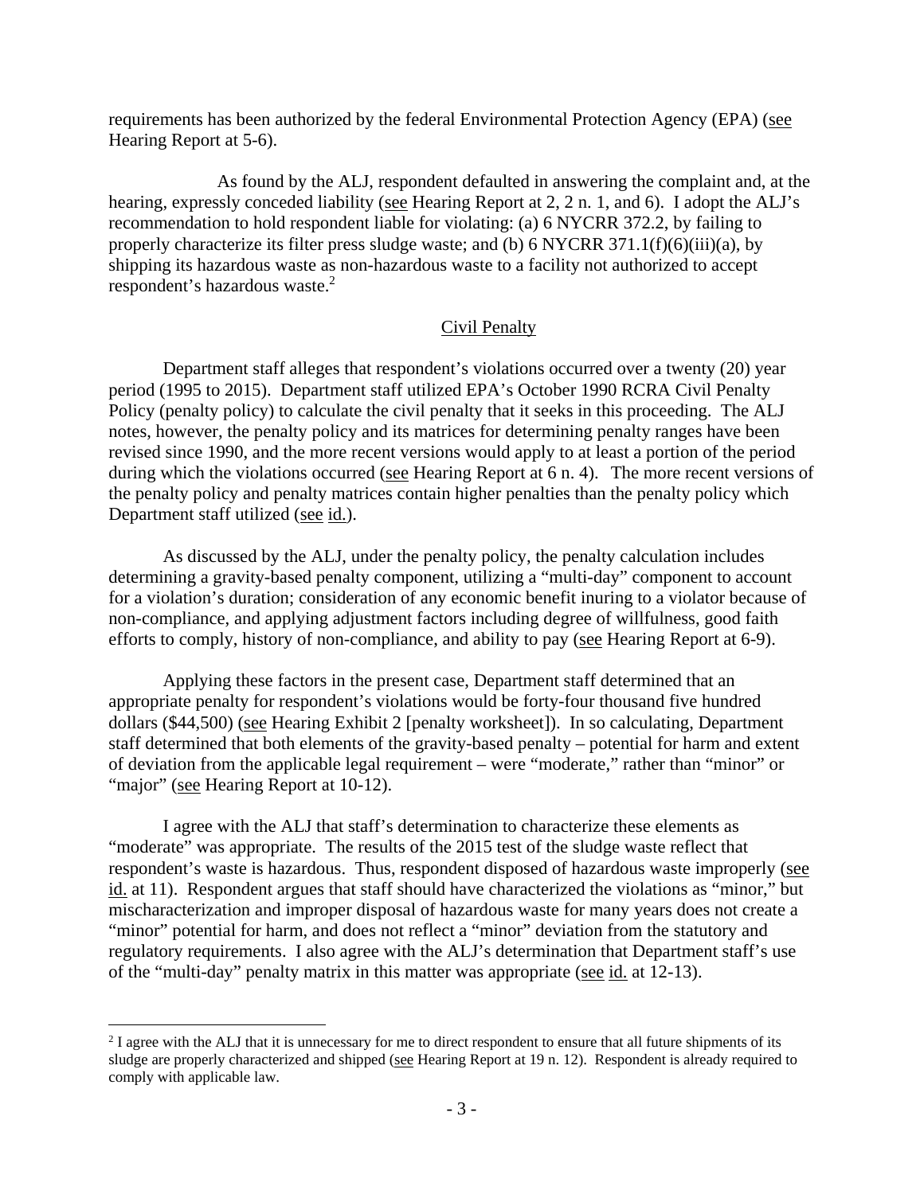requirements has been authorized by the federal Environmental Protection Agency (EPA) (see Hearing Report at 5-6).

As found by the ALJ, respondent defaulted in answering the complaint and, at the hearing, expressly conceded liability (see Hearing Report at 2, 2 n. 1, and 6). I adopt the ALJ's recommendation to hold respondent liable for violating: (a) 6 NYCRR 372.2, by failing to properly characterize its filter press sludge waste; and (b) 6 NYCRR 371.1(f)(6)(iii)(a), by shipping its hazardous waste as non-hazardous waste to a facility not authorized to accept respondent's hazardous waste.[2]

## Civil Penalty

Department staff alleges that respondent's violations occurred over a twenty (20) year period (1995 to 2015). Department staff utilized EPA's October 1990 RCRA Civil Penalty Policy (penalty policy) to calculate the civil penalty that it seeks in this proceeding. The ALJ notes, however, the penalty policy and its matrices for determining penalty ranges have been revised since 1990, and the more recent versions would apply to at least a portion of the period during which the violations occurred (see Hearing Report at 6 n. 4). The more recent versions of the penalty policy and penalty matrices contain higher penalties than the penalty policy which Department staff utilized (see id.).

As discussed by the ALJ, under the penalty policy, the penalty calculation includes determining a gravity-based penalty component, utilizing a "multi-day" component to account for a violation's duration; consideration of any economic benefit inuring to a violator because of non-compliance, and applying adjustment factors including degree of willfulness, good faith efforts to comply, history of non-compliance, and ability to pay (see Hearing Report at 6-9).

Applying these factors in the present case, Department staff determined that an appropriate penalty for respondent's violations would be forty-four thousand five hundred dollars ($44,500) (see Hearing Exhibit 2 [penalty worksheet]). In so calculating, Department staff determined that both elements of the gravity-based penalty – potential for harm and extent of deviation from the applicable legal requirement – were "moderate," rather than "minor" or "major" (see Hearing Report at 10-12).

I agree with the ALJ that staff's determination to characterize these elements as "moderate" was appropriate. The results of the 2015 test of the sludge waste reflect that respondent's waste is hazardous. Thus, respondent disposed of hazardous waste improperly (see id. at 11). Respondent argues that staff should have characterized the violations as "minor," but mischaracterization and improper disposal of hazardous waste for many years does not create a "minor" potential for harm, and does not reflect a "minor" deviation from the statutory and regulatory requirements. I also agree with the ALJ's determination that Department staff's use of the "multi-day" penalty matrix in this matter was appropriate (see id. at 12-13).

---

[2] I agree with the ALJ that it is unnecessary for me to direct respondent to ensure that all future shipments of its sludge are properly characterized and shipped (see Hearing Report at 19 n. 12). Respondent is already required to comply with applicable law.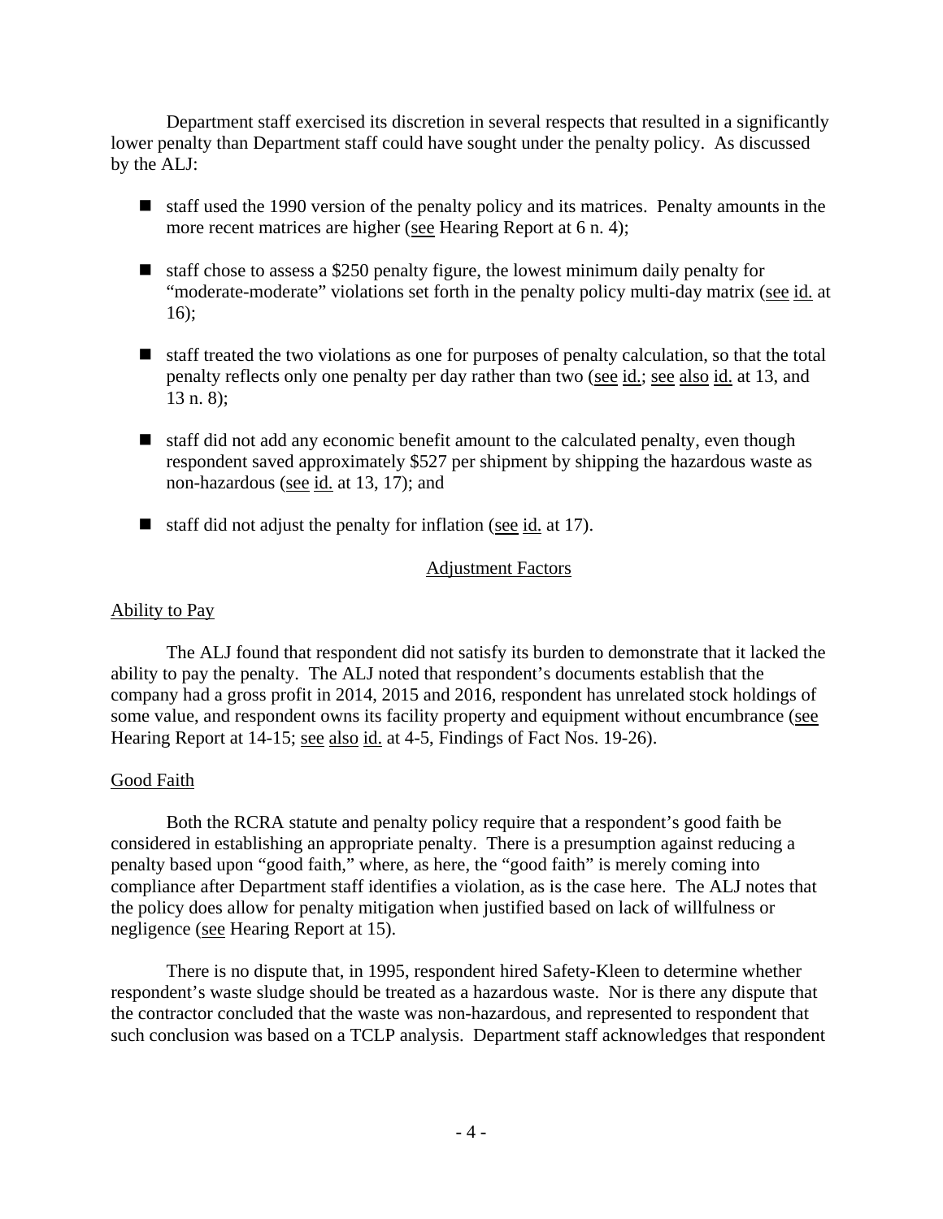Department staff exercised its discretion in several respects that resulted in a significantly lower penalty than Department staff could have sought under the penalty policy. As discussed by the ALJ:

- staff used the 1990 version of the penalty policy and its matrices. Penalty amounts in the more recent matrices are higher (see Hearing Report at 6 n. 4);
- staff chose to assess a $250 penalty figure, the lowest minimum daily penalty for "moderate-moderate" violations set forth in the penalty policy multi-day matrix (see id. at 16);
- staff treated the two violations as one for purposes of penalty calculation, so that the total penalty reflects only one penalty per day rather than two (see id.; see also id. at 13, and 13 n. 8);
- staff did not add any economic benefit amount to the calculated penalty, even though respondent saved approximately $527 per shipment by shipping the hazardous waste as non-hazardous (see id. at 13, 17); and
- staff did not adjust the penalty for inflation (see id. at 17).

## Adjustment Factors

### Ability to Pay

The ALJ found that respondent did not satisfy its burden to demonstrate that it lacked the ability to pay the penalty. The ALJ noted that respondent's documents establish that the company had a gross profit in 2014, 2015 and 2016, respondent has unrelated stock holdings of some value, and respondent owns its facility property and equipment without encumbrance (see Hearing Report at 14-15; see also id. at 4-5, Findings of Fact Nos. 19-26).

### Good Faith

Both the RCRA statute and penalty policy require that a respondent's good faith be considered in establishing an appropriate penalty. There is a presumption against reducing a penalty based upon "good faith," where, as here, the "good faith" is merely coming into compliance after Department staff identifies a violation, as is the case here. The ALJ notes that the policy does allow for penalty mitigation when justified based on lack of willfulness or negligence (see Hearing Report at 15).

There is no dispute that, in 1995, respondent hired Safety-Kleen to determine whether respondent's waste sludge should be treated as a hazardous waste. Nor is there any dispute that the contractor concluded that the waste was non-hazardous, and represented to respondent that such conclusion was based on a TCLP analysis. Department staff acknowledges that respondent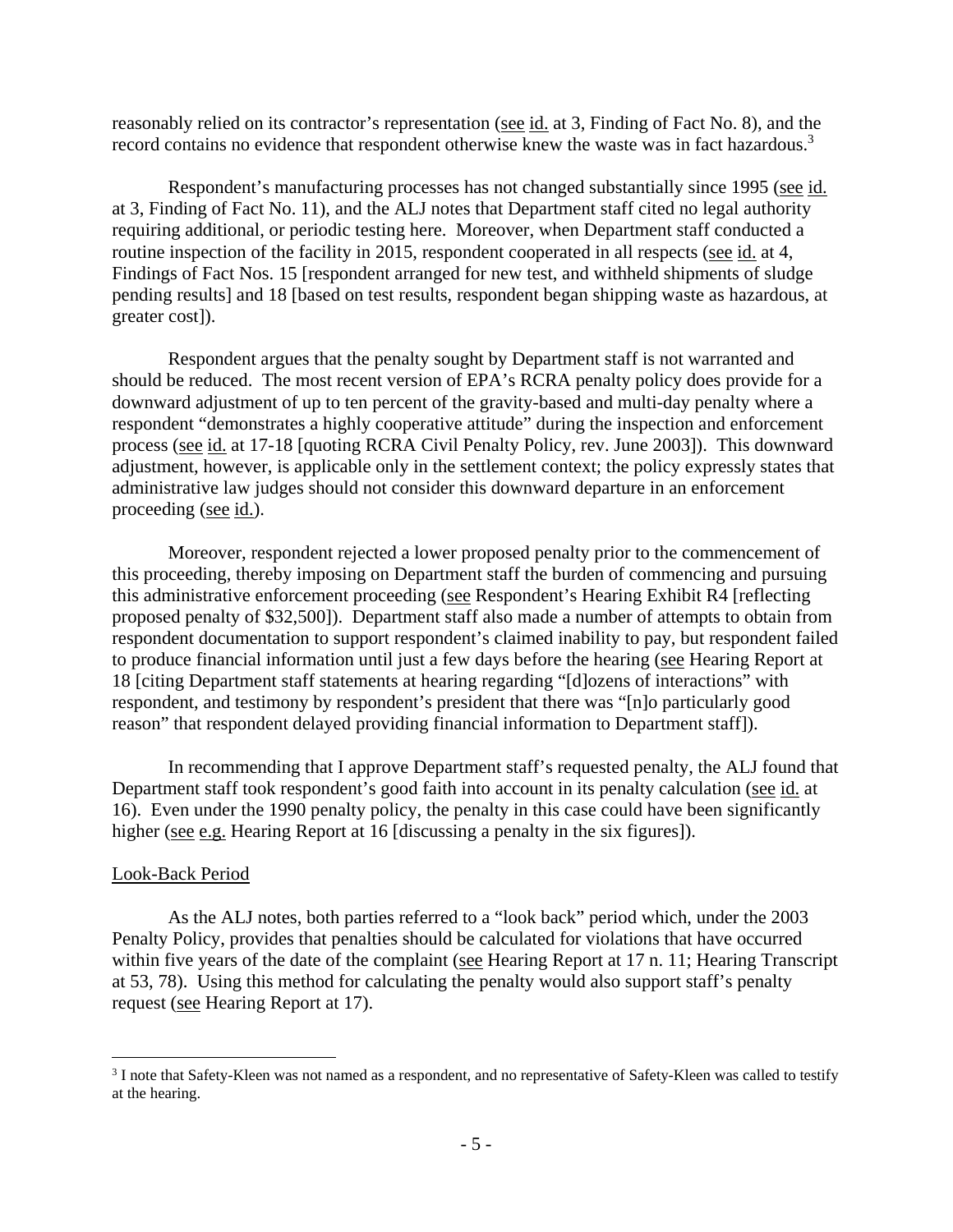reasonably relied on its contractor's representation (see id. at 3, Finding of Fact No. 8), and the record contains no evidence that respondent otherwise knew the waste was in fact hazardous.[3]

Respondent's manufacturing processes has not changed substantially since 1995 (see id. at 3, Finding of Fact No. 11), and the ALJ notes that Department staff cited no legal authority requiring additional, or periodic testing here. Moreover, when Department staff conducted a routine inspection of the facility in 2015, respondent cooperated in all respects (see id. at 4, Findings of Fact Nos. 15 [respondent arranged for new test, and withheld shipments of sludge pending results] and 18 [based on test results, respondent began shipping waste as hazardous, at greater cost]).

Respondent argues that the penalty sought by Department staff is not warranted and should be reduced. The most recent version of EPA's RCRA penalty policy does provide for a downward adjustment of up to ten percent of the gravity-based and multi-day penalty where a respondent "demonstrates a highly cooperative attitude" during the inspection and enforcement process (see id. at 17-18 [quoting RCRA Civil Penalty Policy, rev. June 2003]). This downward adjustment, however, is applicable only in the settlement context; the policy expressly states that administrative law judges should not consider this downward departure in an enforcement proceeding (see id.).

Moreover, respondent rejected a lower proposed penalty prior to the commencement of this proceeding, thereby imposing on Department staff the burden of commencing and pursuing this administrative enforcement proceeding (see Respondent's Hearing Exhibit R4 [reflecting proposed penalty of $32,500]). Department staff also made a number of attempts to obtain from respondent documentation to support respondent's claimed inability to pay, but respondent failed to produce financial information until just a few days before the hearing (see Hearing Report at 18 [citing Department staff statements at hearing regarding "[d]ozens of interactions" with respondent, and testimony by respondent's president that there was "[n]o particularly good reason" that respondent delayed providing financial information to Department staff]).

In recommending that I approve Department staff's requested penalty, the ALJ found that Department staff took respondent's good faith into account in its penalty calculation (see id. at 16). Even under the 1990 penalty policy, the penalty in this case could have been significantly higher (see e.g. Hearing Report at 16 [discussing a penalty in the six figures]).

## Look-Back Period

As the ALJ notes, both parties referred to a "look back" period which, under the 2003 Penalty Policy, provides that penalties should be calculated for violations that have occurred within five years of the date of the complaint (see Hearing Report at 17 n. 11; Hearing Transcript at 53, 78). Using this method for calculating the penalty would also support staff's penalty request (see Hearing Report at 17).

[3] I note that Safety-Kleen was not named as a respondent, and no representative of Safety-Kleen was called to testify at the hearing.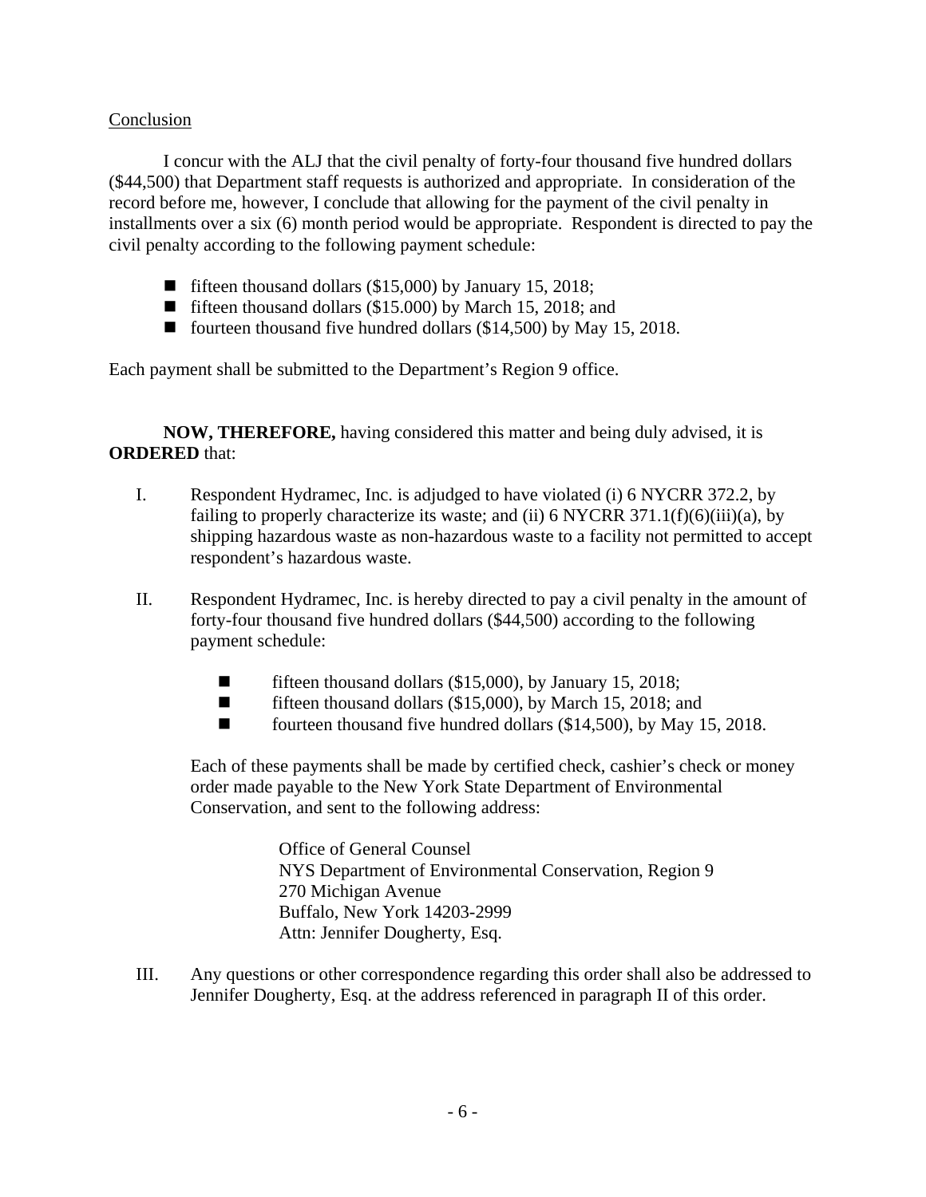Conclusion

I concur with the ALJ that the civil penalty of forty-four thousand five hundred dollars ($44,500) that Department staff requests is authorized and appropriate. In consideration of the record before me, however, I conclude that allowing for the payment of the civil penalty in installments over a six (6) month period would be appropriate. Respondent is directed to pay the civil penalty according to the following payment schedule:

- fifteen thousand dollars ($15,000) by January 15, 2018;
- fifteen thousand dollars ($15.000) by March 15, 2018; and
- fourteen thousand five hundred dollars ($14,500) by May 15, 2018.

Each payment shall be submitted to the Department's Region 9 office.

**NOW, THEREFORE,** having considered this matter and being duly advised, it is **ORDERED** that:

I. Respondent Hydramec, Inc. is adjudged to have violated (i) 6 NYCRR 372.2, by failing to properly characterize its waste; and (ii) 6 NYCRR 371.1(f)(6)(iii)(a), by shipping hazardous waste as non-hazardous waste to a facility not permitted to accept respondent's hazardous waste.

II. Respondent Hydramec, Inc. is hereby directed to pay a civil penalty in the amount of forty-four thousand five hundred dollars ($44,500) according to the following payment schedule:

- fifteen thousand dollars ($15,000), by January 15, 2018;
- fifteen thousand dollars ($15,000), by March 15, 2018; and
- fourteen thousand five hundred dollars ($14,500), by May 15, 2018.

Each of these payments shall be made by certified check, cashier's check or money order made payable to the New York State Department of Environmental Conservation, and sent to the following address:

Office of General Counsel
NYS Department of Environmental Conservation, Region 9
270 Michigan Avenue
Buffalo, New York 14203-2999
Attn: Jennifer Dougherty, Esq.

III. Any questions or other correspondence regarding this order shall also be addressed to Jennifer Dougherty, Esq. at the address referenced in paragraph II of this order.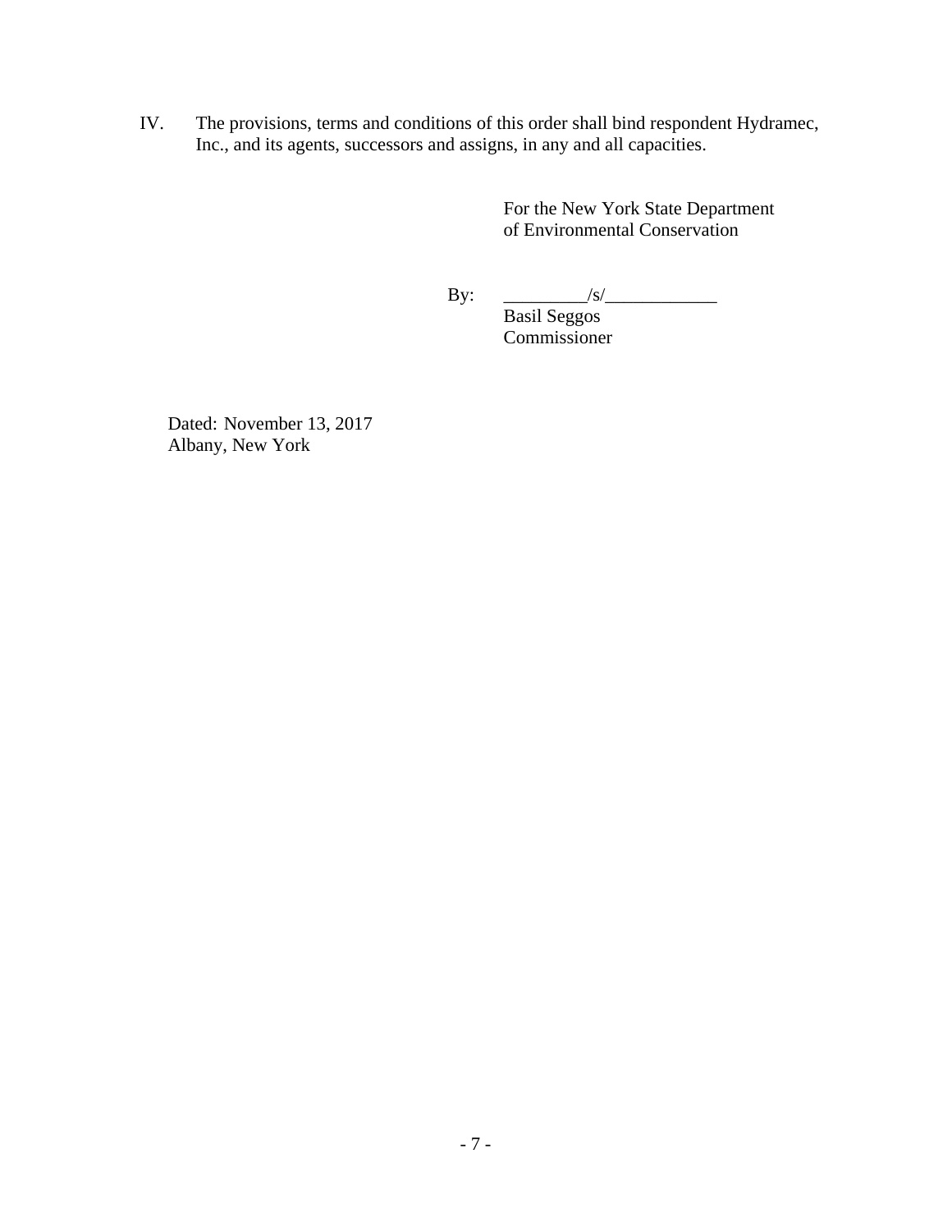IV. The provisions, terms and conditions of this order shall bind respondent Hydramec, Inc., and its agents, successors and assigns, in any and all capacities.

For the New York State Department of Environmental Conservation

By: _________/s/____________
Basil Seggos
Commissioner

Dated: November 13, 2017
Albany, New York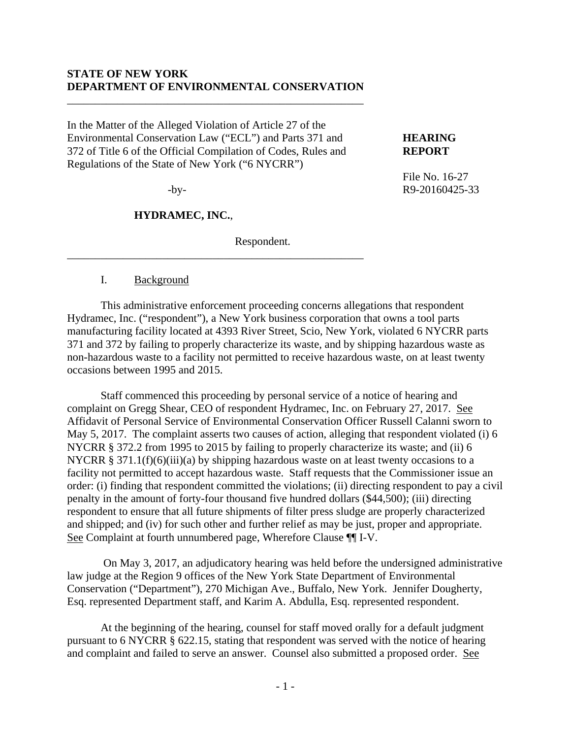**STATE OF NEW YORK**
**DEPARTMENT OF ENVIRONMENTAL CONSERVATION**

---

In the Matter of the Alleged Violation of Article 27 of the Environmental Conservation Law ("ECL") and Parts 371 and 372 of Title 6 of the Official Compilation of Codes, Rules and Regulations of the State of New York ("6 NYCRR")

-by-

**HYDRAMEC, INC.**,

Respondent.

---

**HEARING REPORT**

File No. 16-27
R9-20160425-33

I. Background

This administrative enforcement proceeding concerns allegations that respondent Hydramec, Inc. ("respondent"), a New York business corporation that owns a tool parts manufacturing facility located at 4393 River Street, Scio, New York, violated 6 NYCRR parts 371 and 372 by failing to properly characterize its waste, and by shipping hazardous waste as non-hazardous waste to a facility not permitted to receive hazardous waste, on at least twenty occasions between 1995 and 2015.

Staff commenced this proceeding by personal service of a notice of hearing and complaint on Gregg Shear, CEO of respondent Hydramec, Inc. on February 27, 2017. See Affidavit of Personal Service of Environmental Conservation Officer Russell Calanni sworn to May 5, 2017. The complaint asserts two causes of action, alleging that respondent violated (i) 6 NYCRR § 372.2 from 1995 to 2015 by failing to properly characterize its waste; and (ii) 6 NYCRR § 371.1(f)(6)(iii)(a) by shipping hazardous waste on at least twenty occasions to a facility not permitted to accept hazardous waste. Staff requests that the Commissioner issue an order: (i) finding that respondent committed the violations; (ii) directing respondent to pay a civil penalty in the amount of forty-four thousand five hundred dollars ($44,500); (iii) directing respondent to ensure that all future shipments of filter press sludge are properly characterized and shipped; and (iv) for such other and further relief as may be just, proper and appropriate. See Complaint at fourth unnumbered page, Wherefore Clause ¶¶ I-V.

On May 3, 2017, an adjudicatory hearing was held before the undersigned administrative law judge at the Region 9 offices of the New York State Department of Environmental Conservation ("Department"), 270 Michigan Ave., Buffalo, New York. Jennifer Dougherty, Esq. represented Department staff, and Karim A. Abdulla, Esq. represented respondent.

At the beginning of the hearing, counsel for staff moved orally for a default judgment pursuant to 6 NYCRR § 622.15, stating that respondent was served with the notice of hearing and complaint and failed to serve an answer. Counsel also submitted a proposed order. See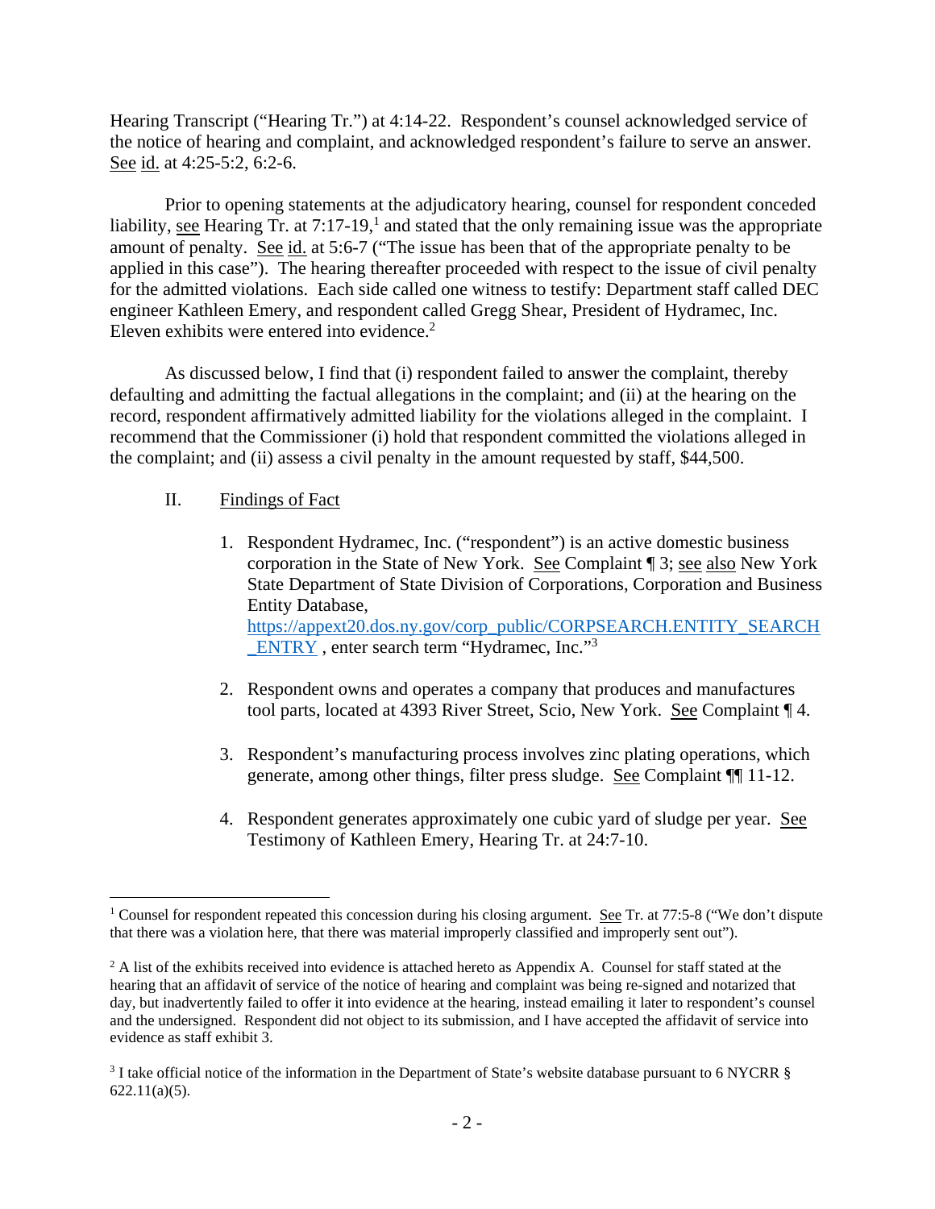Hearing Transcript ("Hearing Tr.") at 4:14-22. Respondent's counsel acknowledged service of the notice of hearing and complaint, and acknowledged respondent's failure to serve an answer. See id. at 4:25-5:2, 6:2-6.

Prior to opening statements at the adjudicatory hearing, counsel for respondent conceded liability, see Hearing Tr. at 7:17-19,[1] and stated that the only remaining issue was the appropriate amount of penalty. See id. at 5:6-7 ("The issue has been that of the appropriate penalty to be applied in this case"). The hearing thereafter proceeded with respect to the issue of civil penalty for the admitted violations. Each side called one witness to testify: Department staff called DEC engineer Kathleen Emery, and respondent called Gregg Shear, President of Hydramec, Inc. Eleven exhibits were entered into evidence.[2]

As discussed below, I find that (i) respondent failed to answer the complaint, thereby defaulting and admitting the factual allegations in the complaint; and (ii) at the hearing on the record, respondent affirmatively admitted liability for the violations alleged in the complaint. I recommend that the Commissioner (i) hold that respondent committed the violations alleged in the complaint; and (ii) assess a civil penalty in the amount requested by staff, $44,500.

## II. Findings of Fact

1. Respondent Hydramec, Inc. ("respondent") is an active domestic business corporation in the State of New York. See Complaint ¶ 3; see also New York State Department of State Division of Corporations, Corporation and Business Entity Database, https://appext20.dos.ny.gov/corp_public/CORPSEARCH.ENTITY_SEARCH_ENTRY , enter search term "Hydramec, Inc."[3]

2. Respondent owns and operates a company that produces and manufactures tool parts, located at 4393 River Street, Scio, New York. See Complaint ¶ 4.

3. Respondent's manufacturing process involves zinc plating operations, which generate, among other things, filter press sludge. See Complaint ¶¶ 11-12.

4. Respondent generates approximately one cubic yard of sludge per year. See Testimony of Kathleen Emery, Hearing Tr. at 24:7-10.

---

[1] Counsel for respondent repeated this concession during his closing argument. See Tr. at 77:5-8 ("We don't dispute that there was a violation here, that there was material improperly classified and improperly sent out").

[2] A list of the exhibits received into evidence is attached hereto as Appendix A. Counsel for staff stated at the hearing that an affidavit of service of the notice of hearing and complaint was being re-signed and notarized that day, but inadvertently failed to offer it into evidence at the hearing, instead emailing it later to respondent's counsel and the undersigned. Respondent did not object to its submission, and I have accepted the affidavit of service into evidence as staff exhibit 3.

[3] I take official notice of the information in the Department of State's website database pursuant to 6 NYCRR § 622.11(a)(5).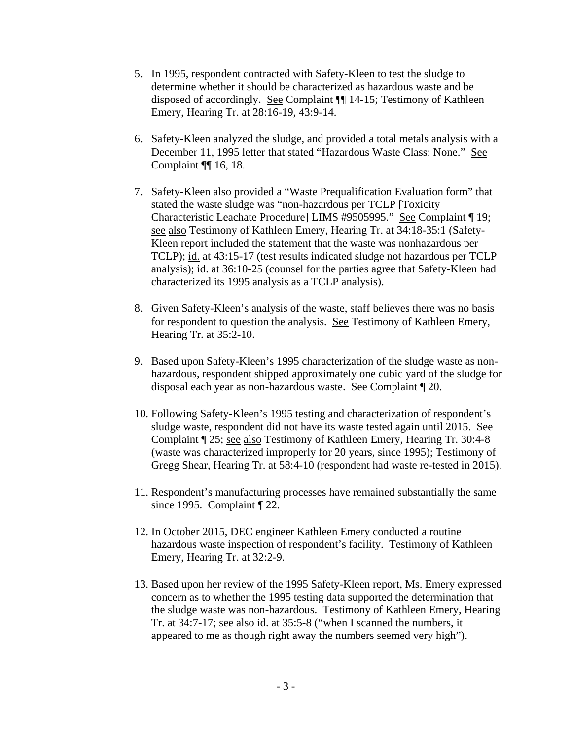5. In 1995, respondent contracted with Safety-Kleen to test the sludge to determine whether it should be characterized as hazardous waste and be disposed of accordingly. See Complaint ¶¶ 14-15; Testimony of Kathleen Emery, Hearing Tr. at 28:16-19, 43:9-14.

6. Safety-Kleen analyzed the sludge, and provided a total metals analysis with a December 11, 1995 letter that stated "Hazardous Waste Class: None." See Complaint ¶¶ 16, 18.

7. Safety-Kleen also provided a "Waste Prequalification Evaluation form" that stated the waste sludge was "non-hazardous per TCLP [Toxicity Characteristic Leachate Procedure] LIMS #9505995." See Complaint ¶ 19; see also Testimony of Kathleen Emery, Hearing Tr. at 34:18-35:1 (Safety-Kleen report included the statement that the waste was nonhazardous per TCLP); id. at 43:15-17 (test results indicated sludge not hazardous per TCLP analysis); id. at 36:10-25 (counsel for the parties agree that Safety-Kleen had characterized its 1995 analysis as a TCLP analysis).

8. Given Safety-Kleen's analysis of the waste, staff believes there was no basis for respondent to question the analysis. See Testimony of Kathleen Emery, Hearing Tr. at 35:2-10.

9. Based upon Safety-Kleen's 1995 characterization of the sludge waste as non-hazardous, respondent shipped approximately one cubic yard of the sludge for disposal each year as non-hazardous waste. See Complaint ¶ 20.

10. Following Safety-Kleen's 1995 testing and characterization of respondent's sludge waste, respondent did not have its waste tested again until 2015. See Complaint ¶ 25; see also Testimony of Kathleen Emery, Hearing Tr. 30:4-8 (waste was characterized improperly for 20 years, since 1995); Testimony of Gregg Shear, Hearing Tr. at 58:4-10 (respondent had waste re-tested in 2015).

11. Respondent's manufacturing processes have remained substantially the same since 1995. Complaint ¶ 22.

12. In October 2015, DEC engineer Kathleen Emery conducted a routine hazardous waste inspection of respondent's facility. Testimony of Kathleen Emery, Hearing Tr. at 32:2-9.

13. Based upon her review of the 1995 Safety-Kleen report, Ms. Emery expressed concern as to whether the 1995 testing data supported the determination that the sludge waste was non-hazardous. Testimony of Kathleen Emery, Hearing Tr. at 34:7-17; see also id. at 35:5-8 ("when I scanned the numbers, it appeared to me as though right away the numbers seemed very high").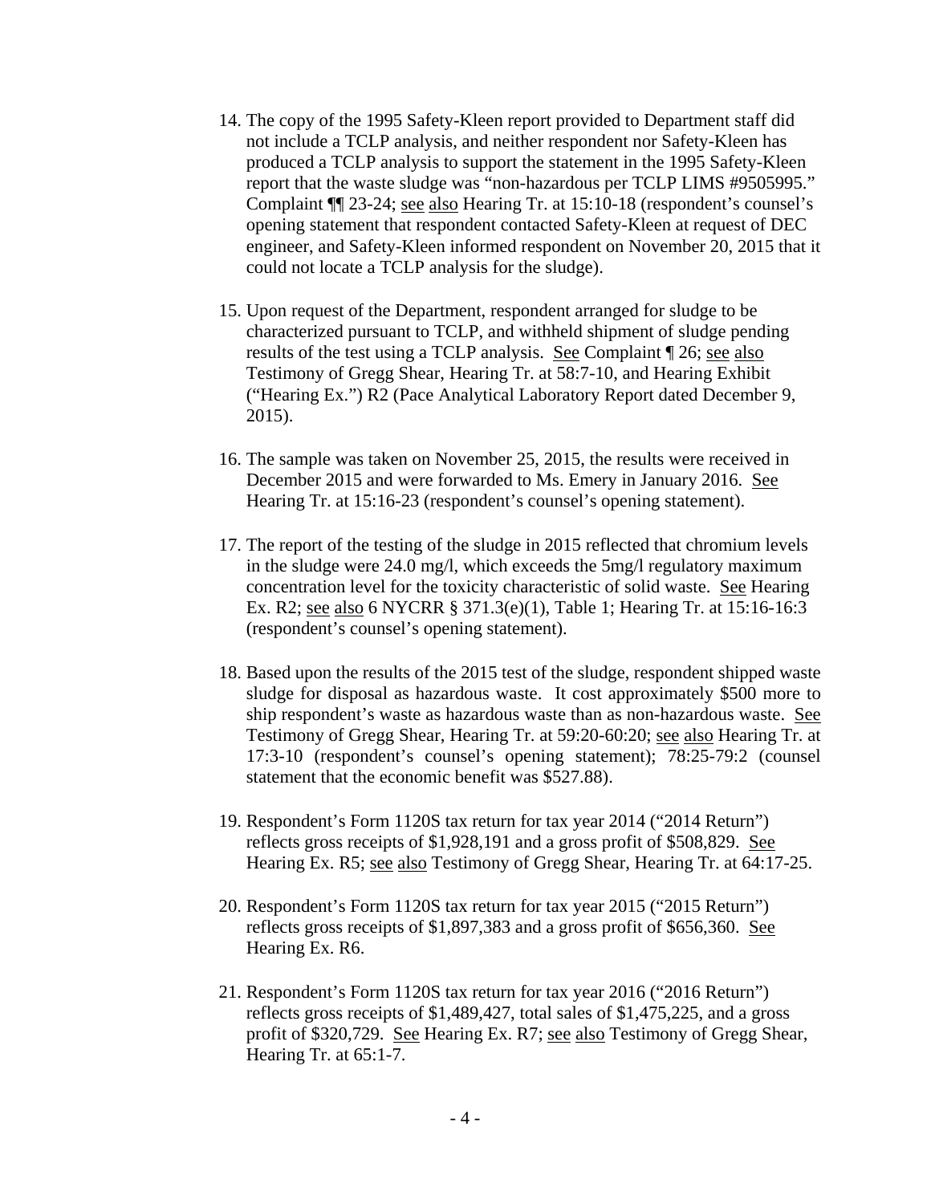14. The copy of the 1995 Safety-Kleen report provided to Department staff did not include a TCLP analysis, and neither respondent nor Safety-Kleen has produced a TCLP analysis to support the statement in the 1995 Safety-Kleen report that the waste sludge was "non-hazardous per TCLP LIMS #9505995." Complaint ¶¶ 23-24; see also Hearing Tr. at 15:10-18 (respondent's counsel's opening statement that respondent contacted Safety-Kleen at request of DEC engineer, and Safety-Kleen informed respondent on November 20, 2015 that it could not locate a TCLP analysis for the sludge).

15. Upon request of the Department, respondent arranged for sludge to be characterized pursuant to TCLP, and withheld shipment of sludge pending results of the test using a TCLP analysis. See Complaint ¶ 26; see also Testimony of Gregg Shear, Hearing Tr. at 58:7-10, and Hearing Exhibit ("Hearing Ex.") R2 (Pace Analytical Laboratory Report dated December 9, 2015).

16. The sample was taken on November 25, 2015, the results were received in December 2015 and were forwarded to Ms. Emery in January 2016. See Hearing Tr. at 15:16-23 (respondent's counsel's opening statement).

17. The report of the testing of the sludge in 2015 reflected that chromium levels in the sludge were 24.0 mg/l, which exceeds the 5mg/l regulatory maximum concentration level for the toxicity characteristic of solid waste. See Hearing Ex. R2; see also 6 NYCRR § 371.3(e)(1), Table 1; Hearing Tr. at 15:16-16:3 (respondent's counsel's opening statement).

18. Based upon the results of the 2015 test of the sludge, respondent shipped waste sludge for disposal as hazardous waste. It cost approximately $500 more to ship respondent's waste as hazardous waste than as non-hazardous waste. See Testimony of Gregg Shear, Hearing Tr. at 59:20-60:20; see also Hearing Tr. at 17:3-10 (respondent's counsel's opening statement); 78:25-79:2 (counsel statement that the economic benefit was $527.88).

19. Respondent's Form 1120S tax return for tax year 2014 ("2014 Return") reflects gross receipts of $1,928,191 and a gross profit of $508,829. See Hearing Ex. R5; see also Testimony of Gregg Shear, Hearing Tr. at 64:17-25.

20. Respondent's Form 1120S tax return for tax year 2015 ("2015 Return") reflects gross receipts of $1,897,383 and a gross profit of $656,360. See Hearing Ex. R6.

21. Respondent's Form 1120S tax return for tax year 2016 ("2016 Return") reflects gross receipts of $1,489,427, total sales of $1,475,225, and a gross profit of $320,729. See Hearing Ex. R7; see also Testimony of Gregg Shear, Hearing Tr. at 65:1-7.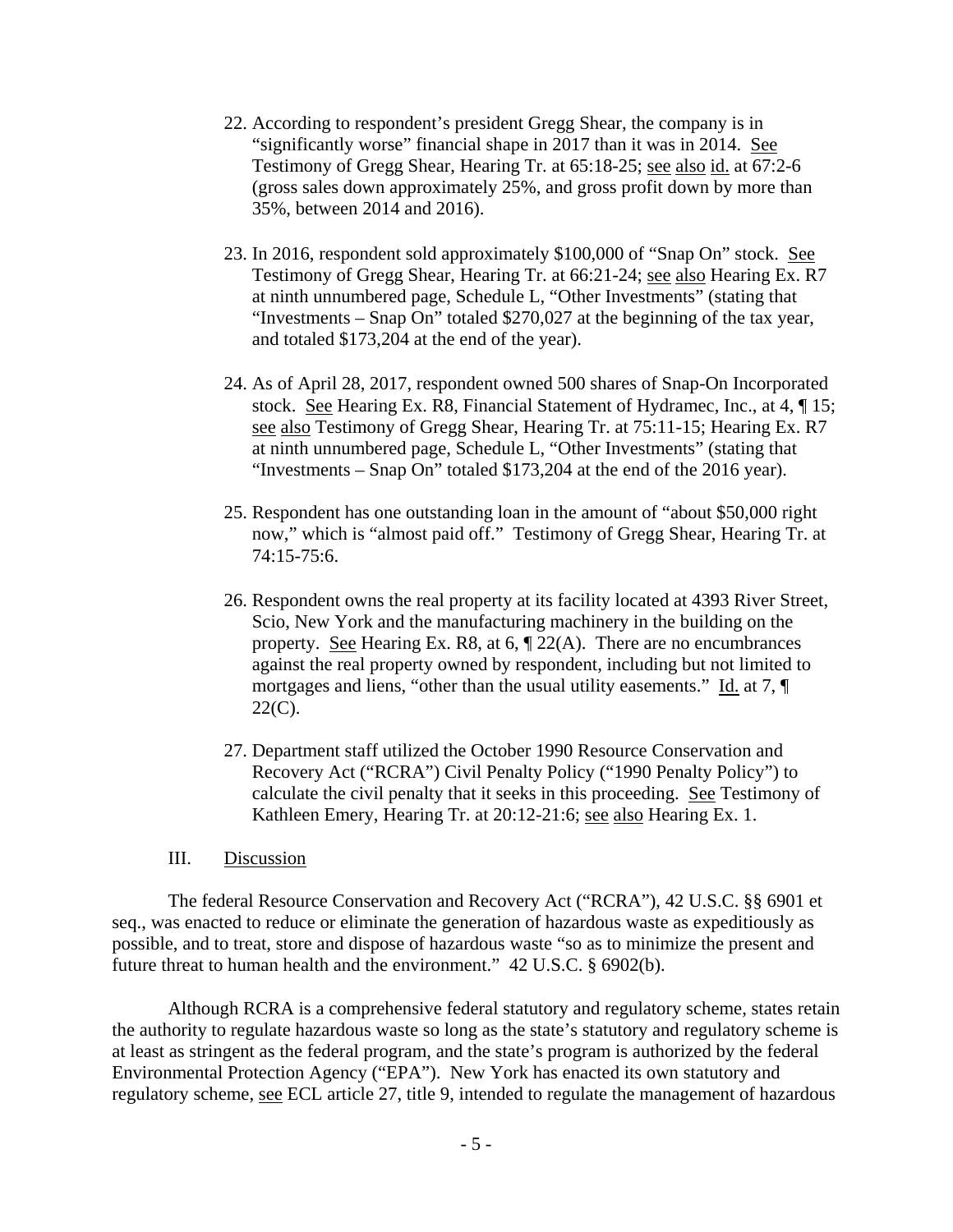22. According to respondent's president Gregg Shear, the company is in "significantly worse" financial shape in 2017 than it was in 2014. See Testimony of Gregg Shear, Hearing Tr. at 65:18-25; see also id. at 67:2-6 (gross sales down approximately 25%, and gross profit down by more than 35%, between 2014 and 2016).

23. In 2016, respondent sold approximately $100,000 of "Snap On" stock. See Testimony of Gregg Shear, Hearing Tr. at 66:21-24; see also Hearing Ex. R7 at ninth unnumbered page, Schedule L, "Other Investments" (stating that "Investments – Snap On" totaled $270,027 at the beginning of the tax year, and totaled $173,204 at the end of the year).

24. As of April 28, 2017, respondent owned 500 shares of Snap-On Incorporated stock. See Hearing Ex. R8, Financial Statement of Hydramec, Inc., at 4, ¶ 15; see also Testimony of Gregg Shear, Hearing Tr. at 75:11-15; Hearing Ex. R7 at ninth unnumbered page, Schedule L, "Other Investments" (stating that "Investments – Snap On" totaled $173,204 at the end of the 2016 year).

25. Respondent has one outstanding loan in the amount of "about $50,000 right now," which is "almost paid off." Testimony of Gregg Shear, Hearing Tr. at 74:15-75:6.

26. Respondent owns the real property at its facility located at 4393 River Street, Scio, New York and the manufacturing machinery in the building on the property. See Hearing Ex. R8, at 6, ¶ 22(A). There are no encumbrances against the real property owned by respondent, including but not limited to mortgages and liens, "other than the usual utility easements." Id. at 7, ¶ 22(C).

27. Department staff utilized the October 1990 Resource Conservation and Recovery Act ("RCRA") Civil Penalty Policy ("1990 Penalty Policy") to calculate the civil penalty that it seeks in this proceeding. See Testimony of Kathleen Emery, Hearing Tr. at 20:12-21:6; see also Hearing Ex. 1.

## III. Discussion

The federal Resource Conservation and Recovery Act ("RCRA"), 42 U.S.C. §§ 6901 et seq., was enacted to reduce or eliminate the generation of hazardous waste as expeditiously as possible, and to treat, store and dispose of hazardous waste "so as to minimize the present and future threat to human health and the environment." 42 U.S.C. § 6902(b).

Although RCRA is a comprehensive federal statutory and regulatory scheme, states retain the authority to regulate hazardous waste so long as the state's statutory and regulatory scheme is at least as stringent as the federal program, and the state's program is authorized by the federal Environmental Protection Agency ("EPA"). New York has enacted its own statutory and regulatory scheme, see ECL article 27, title 9, intended to regulate the management of hazardous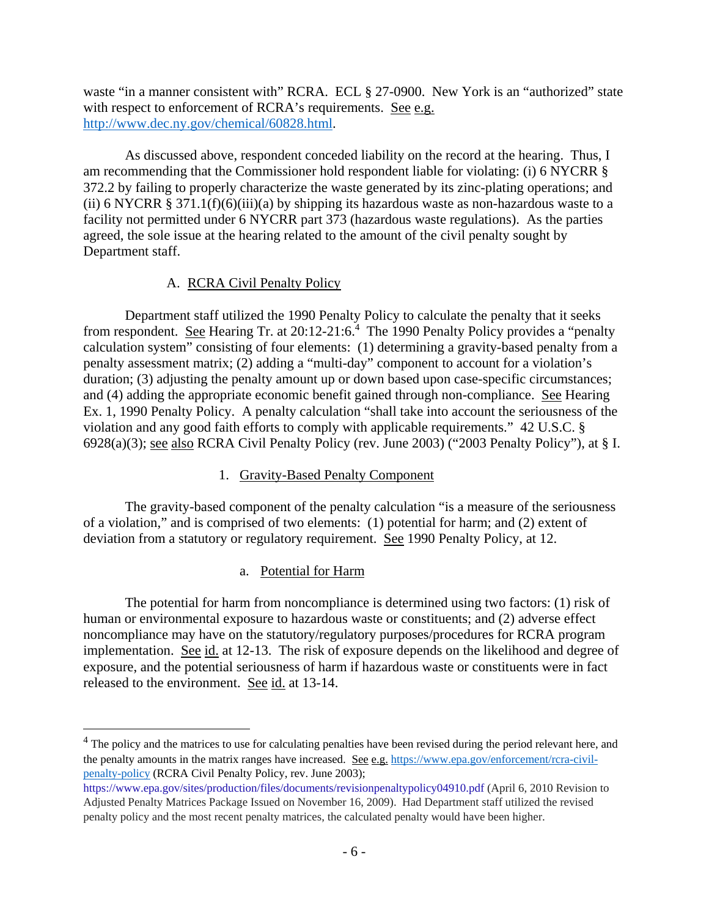waste "in a manner consistent with" RCRA. ECL § 27-0900. New York is an "authorized" state with respect to enforcement of RCRA's requirements. See e.g. http://www.dec.ny.gov/chemical/60828.html.

As discussed above, respondent conceded liability on the record at the hearing. Thus, I am recommending that the Commissioner hold respondent liable for violating: (i) 6 NYCRR § 372.2 by failing to properly characterize the waste generated by its zinc-plating operations; and (ii) 6 NYCRR § 371.1(f)(6)(iii)(a) by shipping its hazardous waste as non-hazardous waste to a facility not permitted under 6 NYCRR part 373 (hazardous waste regulations). As the parties agreed, the sole issue at the hearing related to the amount of the civil penalty sought by Department staff.

### A. RCRA Civil Penalty Policy

Department staff utilized the 1990 Penalty Policy to calculate the penalty that it seeks from respondent. See Hearing Tr. at 20:12-21:6.[4] The 1990 Penalty Policy provides a "penalty calculation system" consisting of four elements: (1) determining a gravity-based penalty from a penalty assessment matrix; (2) adding a "multi-day" component to account for a violation's duration; (3) adjusting the penalty amount up or down based upon case-specific circumstances; and (4) adding the appropriate economic benefit gained through non-compliance. See Hearing Ex. 1, 1990 Penalty Policy. A penalty calculation "shall take into account the seriousness of the violation and any good faith efforts to comply with applicable requirements." 42 U.S.C. § 6928(a)(3); see also RCRA Civil Penalty Policy (rev. June 2003) ("2003 Penalty Policy"), at § I.

#### 1. Gravity-Based Penalty Component

The gravity-based component of the penalty calculation "is a measure of the seriousness of a violation," and is comprised of two elements: (1) potential for harm; and (2) extent of deviation from a statutory or regulatory requirement. See 1990 Penalty Policy, at 12.

##### a. Potential for Harm

The potential for harm from noncompliance is determined using two factors: (1) risk of human or environmental exposure to hazardous waste or constituents; and (2) adverse effect noncompliance may have on the statutory/regulatory purposes/procedures for RCRA program implementation. See id. at 12-13. The risk of exposure depends on the likelihood and degree of exposure, and the potential seriousness of harm if hazardous waste or constituents were in fact released to the environment. See id. at 13-14.

---

[4] The policy and the matrices to use for calculating penalties have been revised during the period relevant here, and the penalty amounts in the matrix ranges have increased. See e.g. https://www.epa.gov/enforcement/rcra-civil-penalty-policy (RCRA Civil Penalty Policy, rev. June 2003); https://www.epa.gov/sites/production/files/documents/revisionpenaltypolicy04910.pdf (April 6, 2010 Revision to Adjusted Penalty Matrices Package Issued on November 16, 2009). Had Department staff utilized the revised penalty policy and the most recent penalty matrices, the calculated penalty would have been higher.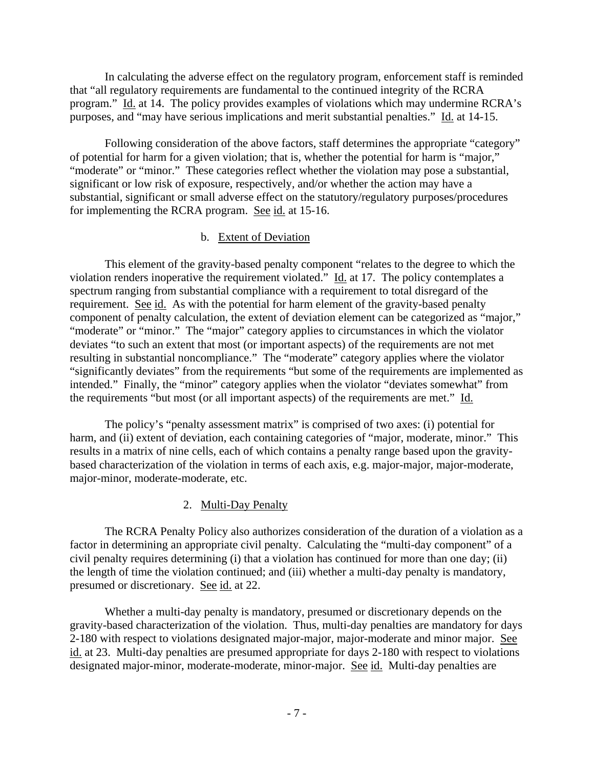In calculating the adverse effect on the regulatory program, enforcement staff is reminded that "all regulatory requirements are fundamental to the continued integrity of the RCRA program." Id. at 14. The policy provides examples of violations which may undermine RCRA's purposes, and "may have serious implications and merit substantial penalties." Id. at 14-15.

Following consideration of the above factors, staff determines the appropriate "category" of potential for harm for a given violation; that is, whether the potential for harm is "major," "moderate" or "minor." These categories reflect whether the violation may pose a substantial, significant or low risk of exposure, respectively, and/or whether the action may have a substantial, significant or small adverse effect on the statutory/regulatory purposes/procedures for implementing the RCRA program. See id. at 15-16.

b. Extent of Deviation

This element of the gravity-based penalty component "relates to the degree to which the violation renders inoperative the requirement violated." Id. at 17. The policy contemplates a spectrum ranging from substantial compliance with a requirement to total disregard of the requirement. See id. As with the potential for harm element of the gravity-based penalty component of penalty calculation, the extent of deviation element can be categorized as "major," "moderate" or "minor." The "major" category applies to circumstances in which the violator deviates "to such an extent that most (or important aspects) of the requirements are not met resulting in substantial noncompliance." The "moderate" category applies where the violator "significantly deviates" from the requirements "but some of the requirements are implemented as intended." Finally, the "minor" category applies when the violator "deviates somewhat" from the requirements "but most (or all important aspects) of the requirements are met." Id.

The policy's "penalty assessment matrix" is comprised of two axes: (i) potential for harm, and (ii) extent of deviation, each containing categories of "major, moderate, minor." This results in a matrix of nine cells, each of which contains a penalty range based upon the gravity-based characterization of the violation in terms of each axis, e.g. major-major, major-moderate, major-minor, moderate-moderate, etc.

2. Multi-Day Penalty

The RCRA Penalty Policy also authorizes consideration of the duration of a violation as a factor in determining an appropriate civil penalty. Calculating the "multi-day component" of a civil penalty requires determining (i) that a violation has continued for more than one day; (ii) the length of time the violation continued; and (iii) whether a multi-day penalty is mandatory, presumed or discretionary. See id. at 22.

Whether a multi-day penalty is mandatory, presumed or discretionary depends on the gravity-based characterization of the violation. Thus, multi-day penalties are mandatory for days 2-180 with respect to violations designated major-major, major-moderate and minor major. See id. at 23. Multi-day penalties are presumed appropriate for days 2-180 with respect to violations designated major-minor, moderate-moderate, minor-major. See id. Multi-day penalties are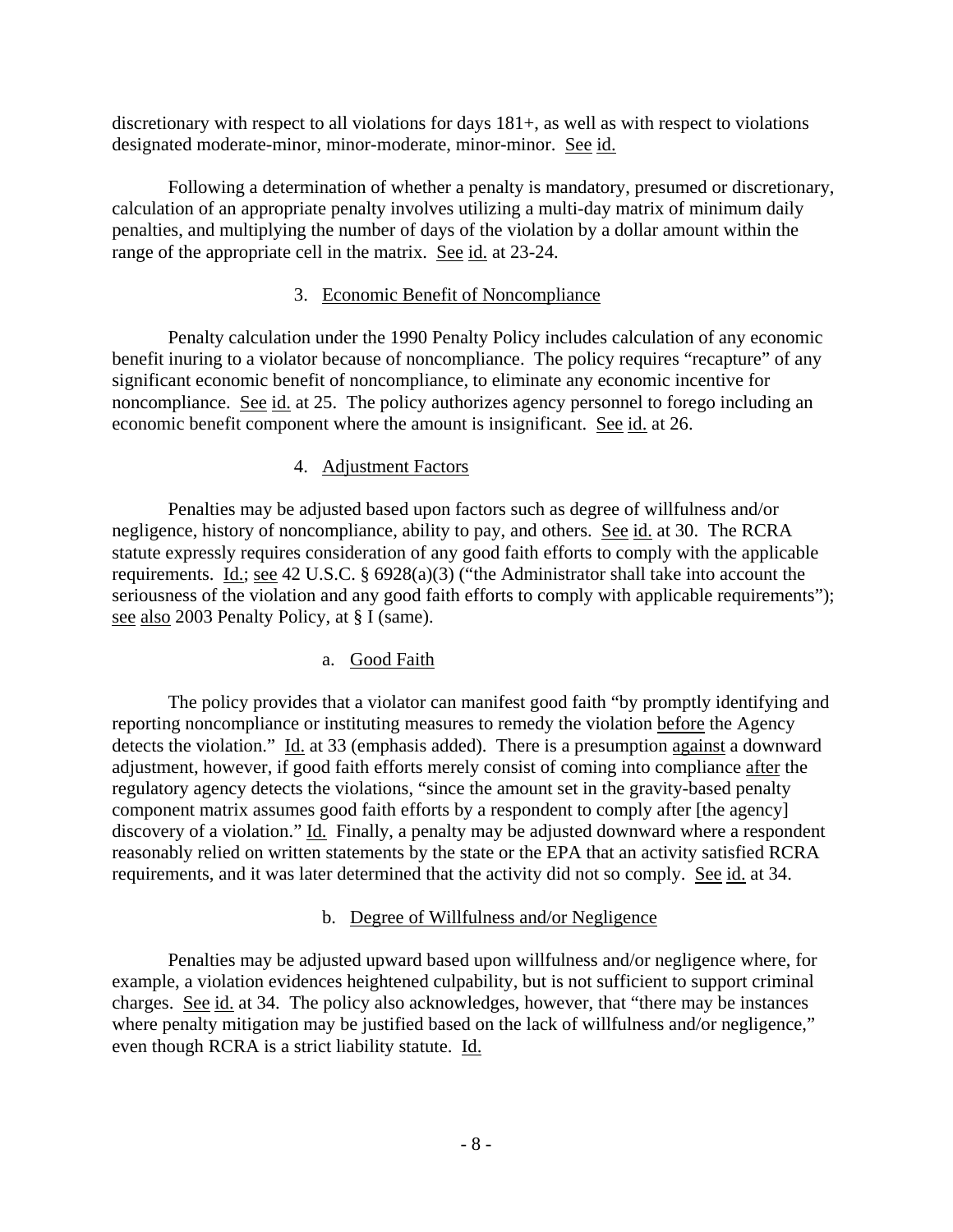discretionary with respect to all violations for days 181+, as well as with respect to violations designated moderate-minor, minor-moderate, minor-minor. See id.

Following a determination of whether a penalty is mandatory, presumed or discretionary, calculation of an appropriate penalty involves utilizing a multi-day matrix of minimum daily penalties, and multiplying the number of days of the violation by a dollar amount within the range of the appropriate cell in the matrix. See id. at 23-24.

### 3. Economic Benefit of Noncompliance

Penalty calculation under the 1990 Penalty Policy includes calculation of any economic benefit inuring to a violator because of noncompliance. The policy requires "recapture" of any significant economic benefit of noncompliance, to eliminate any economic incentive for noncompliance. See id. at 25. The policy authorizes agency personnel to forego including an economic benefit component where the amount is insignificant. See id. at 26.

### 4. Adjustment Factors

Penalties may be adjusted based upon factors such as degree of willfulness and/or negligence, history of noncompliance, ability to pay, and others. See id. at 30. The RCRA statute expressly requires consideration of any good faith efforts to comply with the applicable requirements. Id.; see 42 U.S.C. § 6928(a)(3) ("the Administrator shall take into account the seriousness of the violation and any good faith efforts to comply with applicable requirements"); see also 2003 Penalty Policy, at § I (same).

#### a. Good Faith

The policy provides that a violator can manifest good faith "by promptly identifying and reporting noncompliance or instituting measures to remedy the violation before the Agency detects the violation." Id. at 33 (emphasis added). There is a presumption against a downward adjustment, however, if good faith efforts merely consist of coming into compliance after the regulatory agency detects the violations, "since the amount set in the gravity-based penalty component matrix assumes good faith efforts by a respondent to comply after [the agency] discovery of a violation." Id. Finally, a penalty may be adjusted downward where a respondent reasonably relied on written statements by the state or the EPA that an activity satisfied RCRA requirements, and it was later determined that the activity did not so comply. See id. at 34.

#### b. Degree of Willfulness and/or Negligence

Penalties may be adjusted upward based upon willfulness and/or negligence where, for example, a violation evidences heightened culpability, but is not sufficient to support criminal charges. See id. at 34. The policy also acknowledges, however, that "there may be instances where penalty mitigation may be justified based on the lack of willfulness and/or negligence," even though RCRA is a strict liability statute. Id.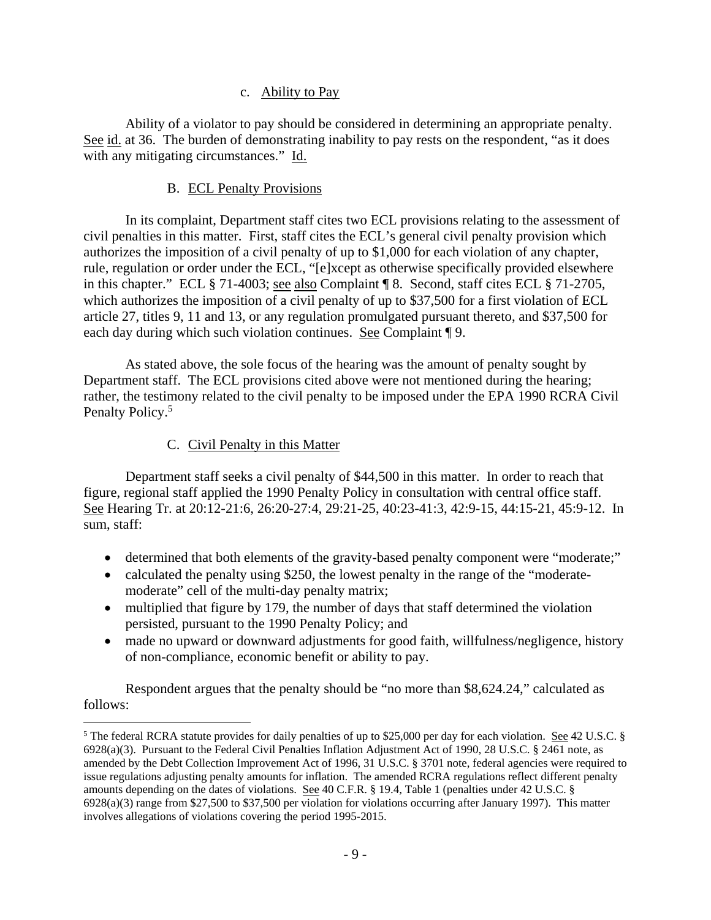#### c. Ability to Pay

Ability of a violator to pay should be considered in determining an appropriate penalty. See id. at 36. The burden of demonstrating inability to pay rests on the respondent, "as it does with any mitigating circumstances." Id.

### B. ECL Penalty Provisions

In its complaint, Department staff cites two ECL provisions relating to the assessment of civil penalties in this matter. First, staff cites the ECL's general civil penalty provision which authorizes the imposition of a civil penalty of up to $1,000 for each violation of any chapter, rule, regulation or order under the ECL, "[e]xcept as otherwise specifically provided elsewhere in this chapter." ECL § 71-4003; see also Complaint ¶ 8. Second, staff cites ECL § 71-2705, which authorizes the imposition of a civil penalty of up to $37,500 for a first violation of ECL article 27, titles 9, 11 and 13, or any regulation promulgated pursuant thereto, and $37,500 for each day during which such violation continues. See Complaint ¶ 9.

As stated above, the sole focus of the hearing was the amount of penalty sought by Department staff. The ECL provisions cited above were not mentioned during the hearing; rather, the testimony related to the civil penalty to be imposed under the EPA 1990 RCRA Civil Penalty Policy.[5]

### C. Civil Penalty in this Matter

Department staff seeks a civil penalty of $44,500 in this matter. In order to reach that figure, regional staff applied the 1990 Penalty Policy in consultation with central office staff. See Hearing Tr. at 20:12-21:6, 26:20-27:4, 29:21-25, 40:23-41:3, 42:9-15, 44:15-21, 45:9-12. In sum, staff:

- determined that both elements of the gravity-based penalty component were "moderate;"
- calculated the penalty using $250, the lowest penalty in the range of the "moderate-moderate" cell of the multi-day penalty matrix;
- multiplied that figure by 179, the number of days that staff determined the violation persisted, pursuant to the 1990 Penalty Policy; and
- made no upward or downward adjustments for good faith, willfulness/negligence, history of non-compliance, economic benefit or ability to pay.

Respondent argues that the penalty should be "no more than $8,624.24," calculated as follows:

---

[5] The federal RCRA statute provides for daily penalties of up to $25,000 per day for each violation. See 42 U.S.C. § 6928(a)(3). Pursuant to the Federal Civil Penalties Inflation Adjustment Act of 1990, 28 U.S.C. § 2461 note, as amended by the Debt Collection Improvement Act of 1996, 31 U.S.C. § 3701 note, federal agencies were required to issue regulations adjusting penalty amounts for inflation. The amended RCRA regulations reflect different penalty amounts depending on the dates of violations. See 40 C.F.R. § 19.4, Table 1 (penalties under 42 U.S.C. § 6928(a)(3) range from $27,500 to $37,500 per violation for violations occurring after January 1997). This matter involves allegations of violations covering the period 1995-2015.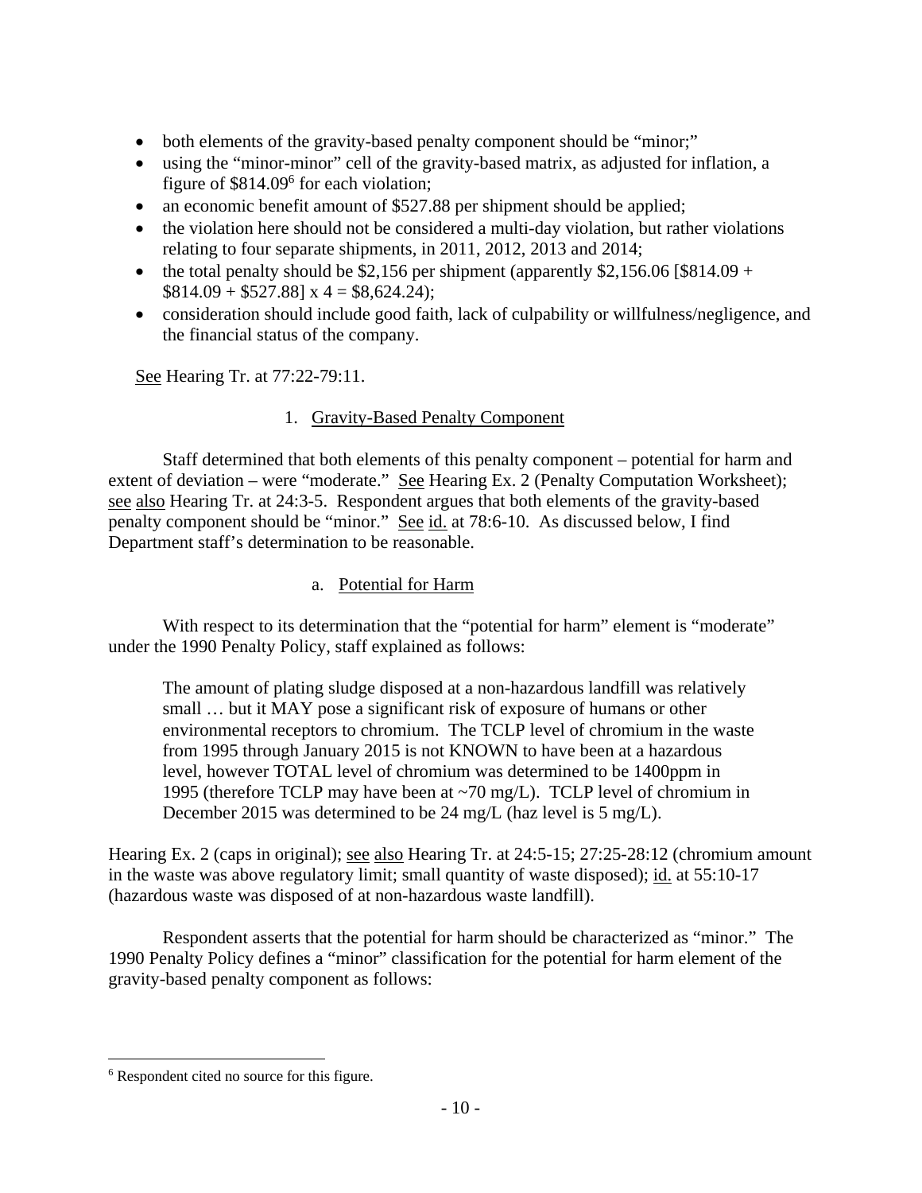- both elements of the gravity-based penalty component should be "minor;"
- using the "minor-minor" cell of the gravity-based matrix, as adjusted for inflation, a figure of $814.09[6] for each violation;
- an economic benefit amount of $527.88 per shipment should be applied;
- the violation here should not be considered a multi-day violation, but rather violations relating to four separate shipments, in 2011, 2012, 2013 and 2014;
- the total penalty should be $2,156 per shipment (apparently $2,156.06 [$814.09 + $814.09 + $527.88] x 4 = $8,624.24);
- consideration should include good faith, lack of culpability or willfulness/negligence, and the financial status of the company.

See Hearing Tr. at 77:22-79:11.

1. Gravity-Based Penalty Component

Staff determined that both elements of this penalty component – potential for harm and extent of deviation – were "moderate." See Hearing Ex. 2 (Penalty Computation Worksheet); see also Hearing Tr. at 24:3-5. Respondent argues that both elements of the gravity-based penalty component should be "minor." See id. at 78:6-10. As discussed below, I find Department staff's determination to be reasonable.

a. Potential for Harm

With respect to its determination that the "potential for harm" element is "moderate" under the 1990 Penalty Policy, staff explained as follows:

> The amount of plating sludge disposed at a non-hazardous landfill was relatively small … but it MAY pose a significant risk of exposure of humans or other environmental receptors to chromium. The TCLP level of chromium in the waste from 1995 through January 2015 is not KNOWN to have been at a hazardous level, however TOTAL level of chromium was determined to be 1400ppm in 1995 (therefore TCLP may have been at ~70 mg/L). TCLP level of chromium in December 2015 was determined to be 24 mg/L (haz level is 5 mg/L).

Hearing Ex. 2 (caps in original); see also Hearing Tr. at 24:5-15; 27:25-28:12 (chromium amount in the waste was above regulatory limit; small quantity of waste disposed); id. at 55:10-17 (hazardous waste was disposed of at non-hazardous waste landfill).

Respondent asserts that the potential for harm should be characterized as "minor." The 1990 Penalty Policy defines a "minor" classification for the potential for harm element of the gravity-based penalty component as follows:

---

[6] Respondent cited no source for this figure.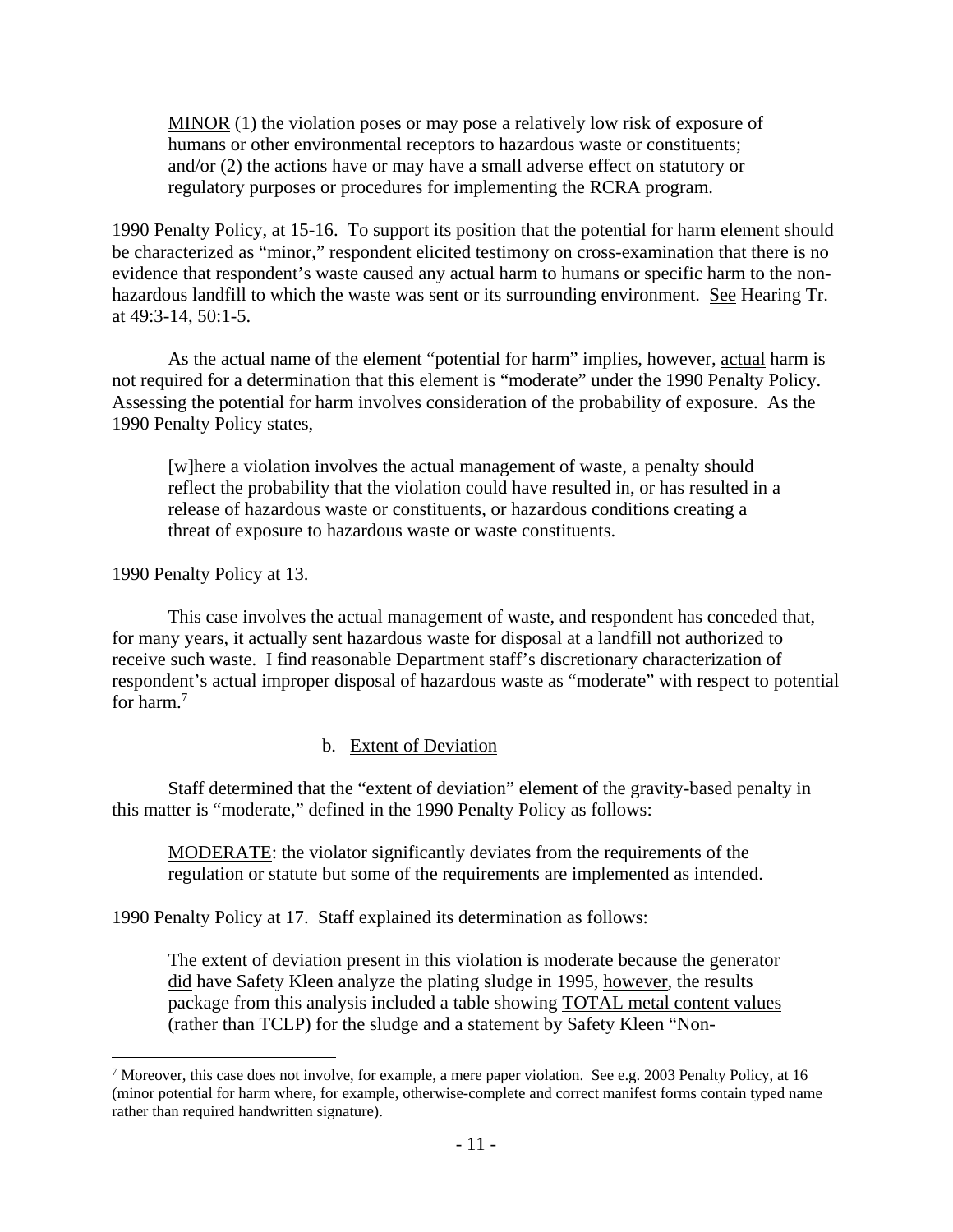> MINOR (1) the violation poses or may pose a relatively low risk of exposure of humans or other environmental receptors to hazardous waste or constituents; and/or (2) the actions have or may have a small adverse effect on statutory or regulatory purposes or procedures for implementing the RCRA program.

1990 Penalty Policy, at 15-16. To support its position that the potential for harm element should be characterized as "minor," respondent elicited testimony on cross-examination that there is no evidence that respondent's waste caused any actual harm to humans or specific harm to the non-hazardous landfill to which the waste was sent or its surrounding environment. See Hearing Tr. at 49:3-14, 50:1-5.

As the actual name of the element "potential for harm" implies, however, actual harm is not required for a determination that this element is "moderate" under the 1990 Penalty Policy. Assessing the potential for harm involves consideration of the probability of exposure. As the 1990 Penalty Policy states,

> [w]here a violation involves the actual management of waste, a penalty should reflect the probability that the violation could have resulted in, or has resulted in a release of hazardous waste or constituents, or hazardous conditions creating a threat of exposure to hazardous waste or waste constituents.

1990 Penalty Policy at 13.

This case involves the actual management of waste, and respondent has conceded that, for many years, it actually sent hazardous waste for disposal at a landfill not authorized to receive such waste. I find reasonable Department staff's discretionary characterization of respondent's actual improper disposal of hazardous waste as "moderate" with respect to potential for harm.[7]

b. Extent of Deviation

Staff determined that the "extent of deviation" element of the gravity-based penalty in this matter is "moderate," defined in the 1990 Penalty Policy as follows:

> MODERATE: the violator significantly deviates from the requirements of the regulation or statute but some of the requirements are implemented as intended.

1990 Penalty Policy at 17. Staff explained its determination as follows:

> The extent of deviation present in this violation is moderate because the generator did have Safety Kleen analyze the plating sludge in 1995, however, the results package from this analysis included a table showing TOTAL metal content values (rather than TCLP) for the sludge and a statement by Safety Kleen "Non-

[7] Moreover, this case does not involve, for example, a mere paper violation. See e.g. 2003 Penalty Policy, at 16 (minor potential for harm where, for example, otherwise-complete and correct manifest forms contain typed name rather than required handwritten signature).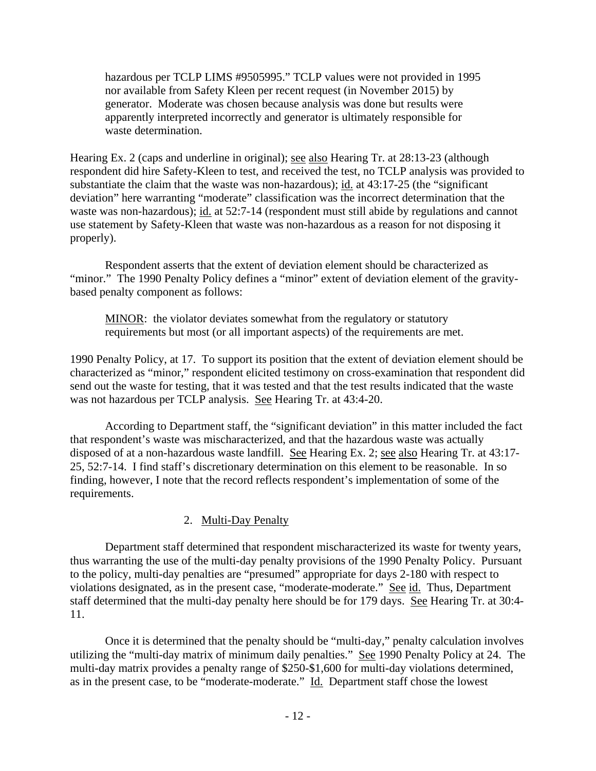hazardous per TCLP LIMS #9505995." TCLP values were not provided in 1995 nor available from Safety Kleen per recent request (in November 2015) by generator. Moderate was chosen because analysis was done but results were apparently interpreted incorrectly and generator is ultimately responsible for waste determination.

Hearing Ex. 2 (caps and underline in original); see also Hearing Tr. at 28:13-23 (although respondent did hire Safety-Kleen to test, and received the test, no TCLP analysis was provided to substantiate the claim that the waste was non-hazardous); id. at 43:17-25 (the "significant deviation" here warranting "moderate" classification was the incorrect determination that the waste was non-hazardous); id. at 52:7-14 (respondent must still abide by regulations and cannot use statement by Safety-Kleen that waste was non-hazardous as a reason for not disposing it properly).

Respondent asserts that the extent of deviation element should be characterized as "minor." The 1990 Penalty Policy defines a "minor" extent of deviation element of the gravity-based penalty component as follows:

> MINOR: the violator deviates somewhat from the regulatory or statutory requirements but most (or all important aspects) of the requirements are met.

1990 Penalty Policy, at 17. To support its position that the extent of deviation element should be characterized as "minor," respondent elicited testimony on cross-examination that respondent did send out the waste for testing, that it was tested and that the test results indicated that the waste was not hazardous per TCLP analysis. See Hearing Tr. at 43:4-20.

According to Department staff, the "significant deviation" in this matter included the fact that respondent's waste was mischaracterized, and that the hazardous waste was actually disposed of at a non-hazardous waste landfill. See Hearing Ex. 2; see also Hearing Tr. at 43:17-25, 52:7-14. I find staff's discretionary determination on this element to be reasonable. In so finding, however, I note that the record reflects respondent's implementation of some of the requirements.

2. Multi-Day Penalty

Department staff determined that respondent mischaracterized its waste for twenty years, thus warranting the use of the multi-day penalty provisions of the 1990 Penalty Policy. Pursuant to the policy, multi-day penalties are "presumed" appropriate for days 2-180 with respect to violations designated, as in the present case, "moderate-moderate." See id. Thus, Department staff determined that the multi-day penalty here should be for 179 days. See Hearing Tr. at 30:4-11.

Once it is determined that the penalty should be "multi-day," penalty calculation involves utilizing the "multi-day matrix of minimum daily penalties." See 1990 Penalty Policy at 24. The multi-day matrix provides a penalty range of $250-$1,600 for multi-day violations determined, as in the present case, to be "moderate-moderate." Id. Department staff chose the lowest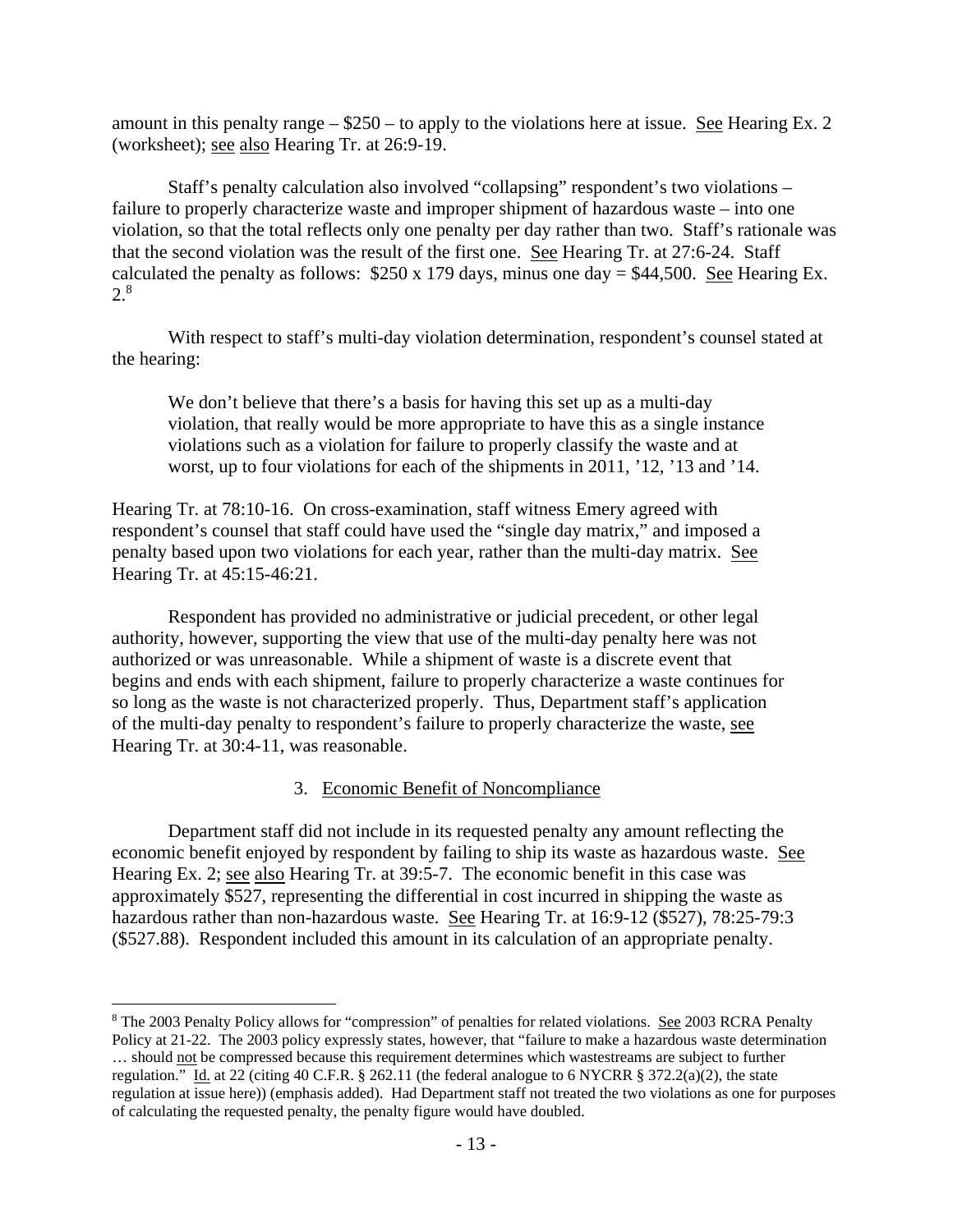amount in this penalty range – $250 – to apply to the violations here at issue. See Hearing Ex. 2 (worksheet); see also Hearing Tr. at 26:9-19.

Staff's penalty calculation also involved "collapsing" respondent's two violations – failure to properly characterize waste and improper shipment of hazardous waste – into one violation, so that the total reflects only one penalty per day rather than two. Staff's rationale was that the second violation was the result of the first one. See Hearing Tr. at 27:6-24. Staff calculated the penalty as follows: $250 x 179 days, minus one day = $44,500. See Hearing Ex. 2.[8]

With respect to staff's multi-day violation determination, respondent's counsel stated at the hearing:

> We don't believe that there's a basis for having this set up as a multi-day violation, that really would be more appropriate to have this as a single instance violations such as a violation for failure to properly classify the waste and at worst, up to four violations for each of the shipments in 2011, '12, '13 and '14.

Hearing Tr. at 78:10-16. On cross-examination, staff witness Emery agreed with respondent's counsel that staff could have used the "single day matrix," and imposed a penalty based upon two violations for each year, rather than the multi-day matrix. See Hearing Tr. at 45:15-46:21.

Respondent has provided no administrative or judicial precedent, or other legal authority, however, supporting the view that use of the multi-day penalty here was not authorized or was unreasonable. While a shipment of waste is a discrete event that begins and ends with each shipment, failure to properly characterize a waste continues for so long as the waste is not characterized properly. Thus, Department staff's application of the multi-day penalty to respondent's failure to properly characterize the waste, see Hearing Tr. at 30:4-11, was reasonable.

### 3. Economic Benefit of Noncompliance

Department staff did not include in its requested penalty any amount reflecting the economic benefit enjoyed by respondent by failing to ship its waste as hazardous waste. See Hearing Ex. 2; see also Hearing Tr. at 39:5-7. The economic benefit in this case was approximately $527, representing the differential in cost incurred in shipping the waste as hazardous rather than non-hazardous waste. See Hearing Tr. at 16:9-12 ($527), 78:25-79:3 ($527.88). Respondent included this amount in its calculation of an appropriate penalty.

---

[8] The 2003 Penalty Policy allows for "compression" of penalties for related violations. See 2003 RCRA Penalty Policy at 21-22. The 2003 policy expressly states, however, that "failure to make a hazardous waste determination … should not be compressed because this requirement determines which wastestreams are subject to further regulation." Id. at 22 (citing 40 C.F.R. § 262.11 (the federal analogue to 6 NYCRR § 372.2(a)(2), the state regulation at issue here)) (emphasis added). Had Department staff not treated the two violations as one for purposes of calculating the requested penalty, the penalty figure would have doubled.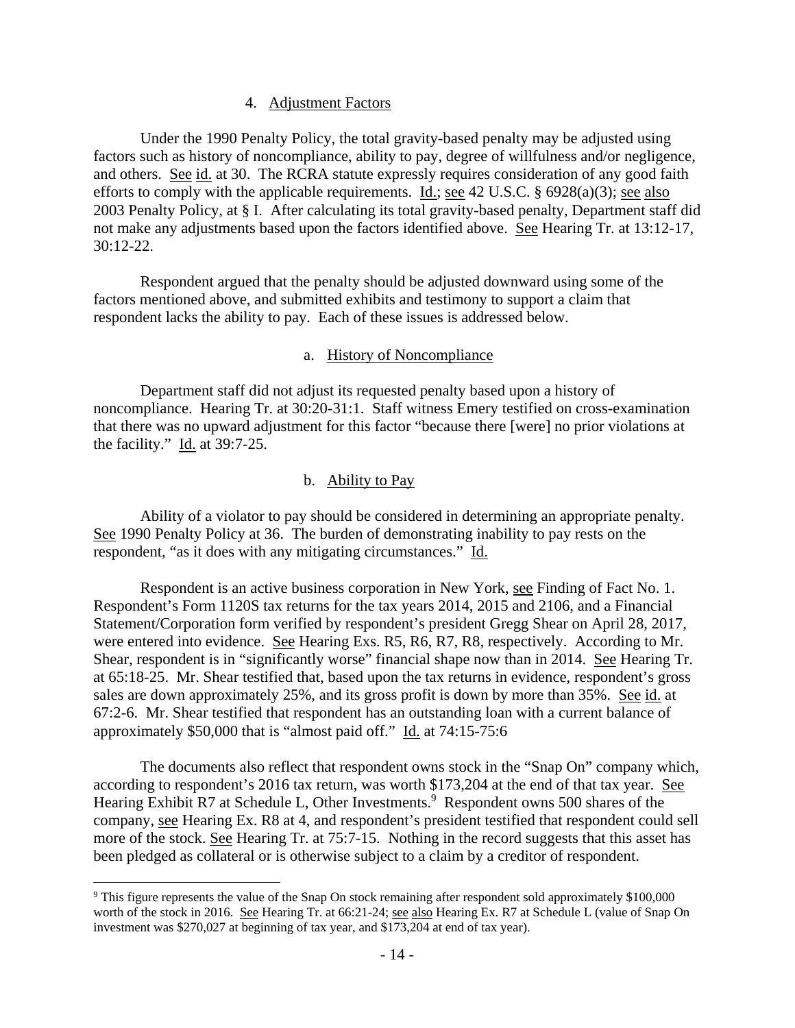#### 4. Adjustment Factors

Under the 1990 Penalty Policy, the total gravity-based penalty may be adjusted using factors such as history of noncompliance, ability to pay, degree of willfulness and/or negligence, and others. See id. at 30. The RCRA statute expressly requires consideration of any good faith efforts to comply with the applicable requirements. Id.; see 42 U.S.C. § 6928(a)(3); see also 2003 Penalty Policy, at § I. After calculating its total gravity-based penalty, Department staff did not make any adjustments based upon the factors identified above. See Hearing Tr. at 13:12-17, 30:12-22.

Respondent argued that the penalty should be adjusted downward using some of the factors mentioned above, and submitted exhibits and testimony to support a claim that respondent lacks the ability to pay. Each of these issues is addressed below.

##### a. History of Noncompliance

Department staff did not adjust its requested penalty based upon a history of noncompliance. Hearing Tr. at 30:20-31:1. Staff witness Emery testified on cross-examination that there was no upward adjustment for this factor "because there [were] no prior violations at the facility." Id. at 39:7-25.

##### b. Ability to Pay

Ability of a violator to pay should be considered in determining an appropriate penalty. See 1990 Penalty Policy at 36. The burden of demonstrating inability to pay rests on the respondent, "as it does with any mitigating circumstances." Id.

Respondent is an active business corporation in New York, see Finding of Fact No. 1. Respondent's Form 1120S tax returns for the tax years 2014, 2015 and 2106, and a Financial Statement/Corporation form verified by respondent's president Gregg Shear on April 28, 2017, were entered into evidence. See Hearing Exs. R5, R6, R7, R8, respectively. According to Mr. Shear, respondent is in "significantly worse" financial shape now than in 2014. See Hearing Tr. at 65:18-25. Mr. Shear testified that, based upon the tax returns in evidence, respondent's gross sales are down approximately 25%, and its gross profit is down by more than 35%. See id. at 67:2-6. Mr. Shear testified that respondent has an outstanding loan with a current balance of approximately $50,000 that is "almost paid off." Id. at 74:15-75:6

The documents also reflect that respondent owns stock in the "Snap On" company which, according to respondent's 2016 tax return, was worth $173,204 at the end of that tax year. See Hearing Exhibit R7 at Schedule L, Other Investments.[9] Respondent owns 500 shares of the company, see Hearing Ex. R8 at 4, and respondent's president testified that respondent could sell more of the stock. See Hearing Tr. at 75:7-15. Nothing in the record suggests that this asset has been pledged as collateral or is otherwise subject to a claim by a creditor of respondent.

---

[9] This figure represents the value of the Snap On stock remaining after respondent sold approximately $100,000 worth of the stock in 2016. See Hearing Tr. at 66:21-24; see also Hearing Ex. R7 at Schedule L (value of Snap On investment was $270,027 at beginning of tax year, and $173,204 at end of tax year).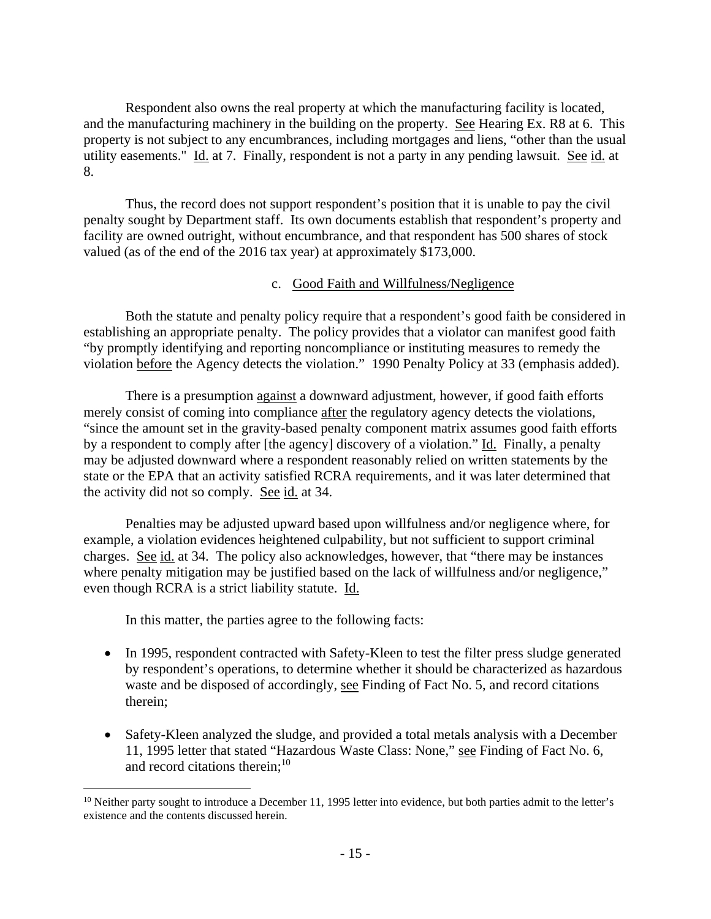Respondent also owns the real property at which the manufacturing facility is located, and the manufacturing machinery in the building on the property. See Hearing Ex. R8 at 6. This property is not subject to any encumbrances, including mortgages and liens, "other than the usual utility easements." Id. at 7. Finally, respondent is not a party in any pending lawsuit. See id. at 8.

Thus, the record does not support respondent's position that it is unable to pay the civil penalty sought by Department staff. Its own documents establish that respondent's property and facility are owned outright, without encumbrance, and that respondent has 500 shares of stock valued (as of the end of the 2016 tax year) at approximately $173,000.

c. Good Faith and Willfulness/Negligence

Both the statute and penalty policy require that a respondent's good faith be considered in establishing an appropriate penalty. The policy provides that a violator can manifest good faith "by promptly identifying and reporting noncompliance or instituting measures to remedy the violation before the Agency detects the violation." 1990 Penalty Policy at 33 (emphasis added).

There is a presumption against a downward adjustment, however, if good faith efforts merely consist of coming into compliance after the regulatory agency detects the violations, "since the amount set in the gravity-based penalty component matrix assumes good faith efforts by a respondent to comply after [the agency] discovery of a violation." Id. Finally, a penalty may be adjusted downward where a respondent reasonably relied on written statements by the state or the EPA that an activity satisfied RCRA requirements, and it was later determined that the activity did not so comply. See id. at 34.

Penalties may be adjusted upward based upon willfulness and/or negligence where, for example, a violation evidences heightened culpability, but not sufficient to support criminal charges. See id. at 34. The policy also acknowledges, however, that "there may be instances where penalty mitigation may be justified based on the lack of willfulness and/or negligence," even though RCRA is a strict liability statute. Id.

In this matter, the parties agree to the following facts:

- In 1995, respondent contracted with Safety-Kleen to test the filter press sludge generated by respondent's operations, to determine whether it should be characterized as hazardous waste and be disposed of accordingly, see Finding of Fact No. 5, and record citations therein;
- Safety-Kleen analyzed the sludge, and provided a total metals analysis with a December 11, 1995 letter that stated "Hazardous Waste Class: None," see Finding of Fact No. 6, and record citations therein;[10]

[10] Neither party sought to introduce a December 11, 1995 letter into evidence, but both parties admit to the letter's existence and the contents discussed herein.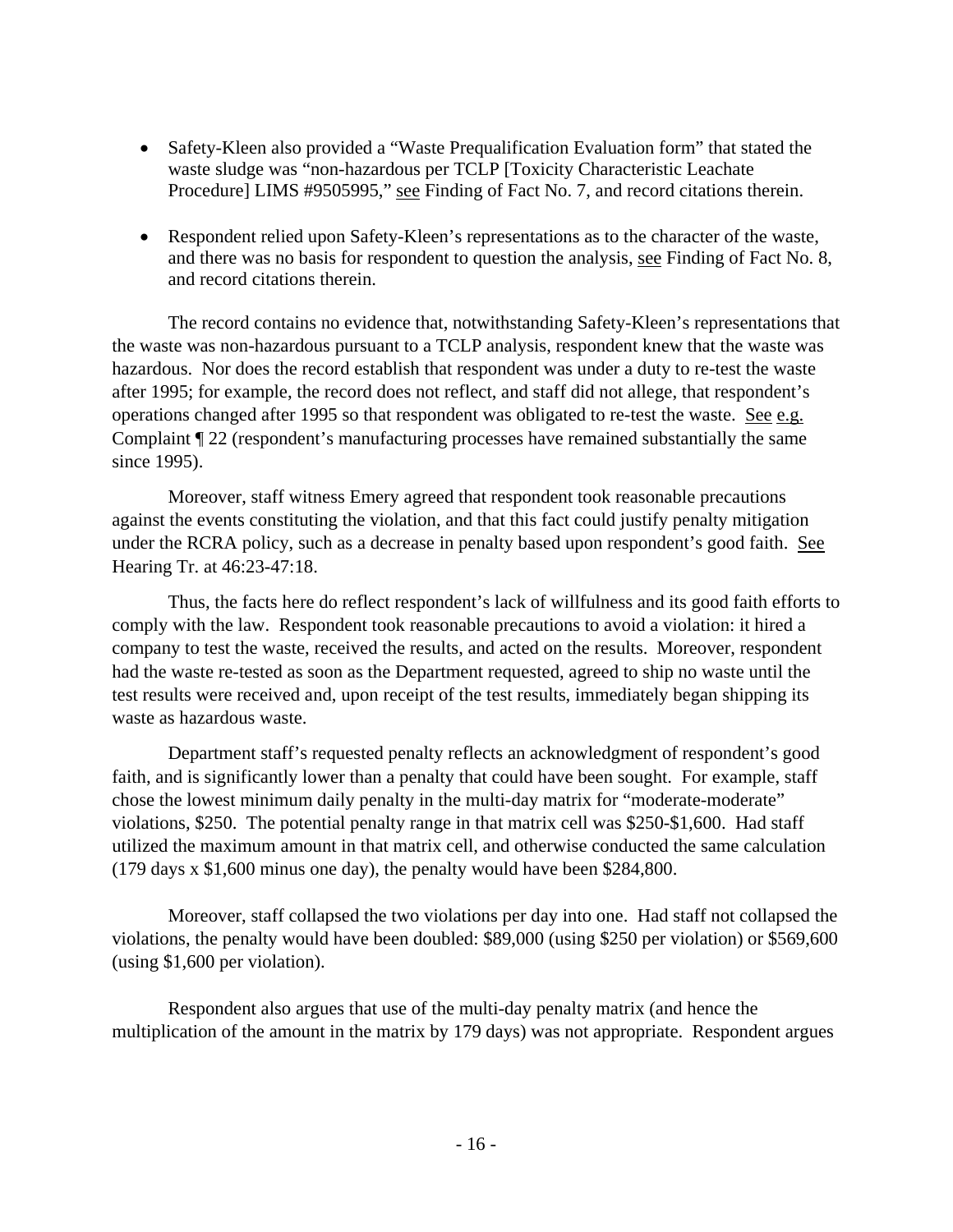- Safety-Kleen also provided a "Waste Prequalification Evaluation form" that stated the waste sludge was "non-hazardous per TCLP [Toxicity Characteristic Leachate Procedure] LIMS #9505995," see Finding of Fact No. 7, and record citations therein.

- Respondent relied upon Safety-Kleen's representations as to the character of the waste, and there was no basis for respondent to question the analysis, see Finding of Fact No. 8, and record citations therein.

The record contains no evidence that, notwithstanding Safety-Kleen's representations that the waste was non-hazardous pursuant to a TCLP analysis, respondent knew that the waste was hazardous. Nor does the record establish that respondent was under a duty to re-test the waste after 1995; for example, the record does not reflect, and staff did not allege, that respondent's operations changed after 1995 so that respondent was obligated to re-test the waste. See e.g. Complaint ¶ 22 (respondent's manufacturing processes have remained substantially the same since 1995).

Moreover, staff witness Emery agreed that respondent took reasonable precautions against the events constituting the violation, and that this fact could justify penalty mitigation under the RCRA policy, such as a decrease in penalty based upon respondent's good faith. See Hearing Tr. at 46:23-47:18.

Thus, the facts here do reflect respondent's lack of willfulness and its good faith efforts to comply with the law. Respondent took reasonable precautions to avoid a violation: it hired a company to test the waste, received the results, and acted on the results. Moreover, respondent had the waste re-tested as soon as the Department requested, agreed to ship no waste until the test results were received and, upon receipt of the test results, immediately began shipping its waste as hazardous waste.

Department staff's requested penalty reflects an acknowledgment of respondent's good faith, and is significantly lower than a penalty that could have been sought. For example, staff chose the lowest minimum daily penalty in the multi-day matrix for "moderate-moderate" violations, \$250. The potential penalty range in that matrix cell was \$250-\$1,600. Had staff utilized the maximum amount in that matrix cell, and otherwise conducted the same calculation (179 days x \$1,600 minus one day), the penalty would have been \$284,800.

Moreover, staff collapsed the two violations per day into one. Had staff not collapsed the violations, the penalty would have been doubled: \$89,000 (using \$250 per violation) or \$569,600 (using \$1,600 per violation).

Respondent also argues that use of the multi-day penalty matrix (and hence the multiplication of the amount in the matrix by 179 days) was not appropriate. Respondent argues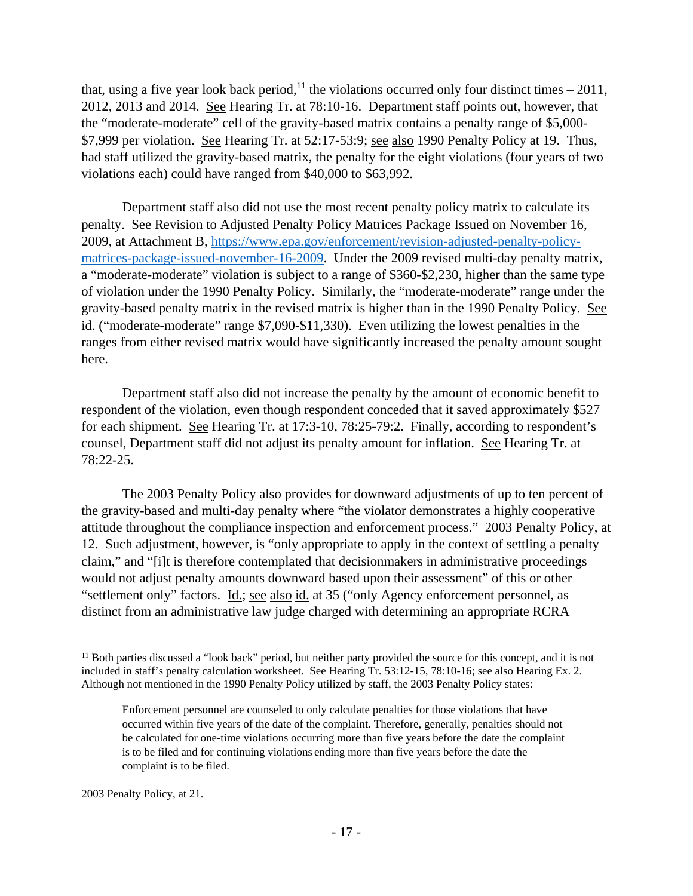that, using a five year look back period,[11] the violations occurred only four distinct times – 2011, 2012, 2013 and 2014. See Hearing Tr. at 78:10-16. Department staff points out, however, that the "moderate-moderate" cell of the gravity-based matrix contains a penalty range of $5,000-$7,999 per violation. See Hearing Tr. at 52:17-53:9; see also 1990 Penalty Policy at 19. Thus, had staff utilized the gravity-based matrix, the penalty for the eight violations (four years of two violations each) could have ranged from $40,000 to $63,992.

Department staff also did not use the most recent penalty policy matrix to calculate its penalty. See Revision to Adjusted Penalty Policy Matrices Package Issued on November 16, 2009, at Attachment B, [https://www.epa.gov/enforcement/revision-adjusted-penalty-policy-matrices-package-issued-november-16-2009](https://www.epa.gov/enforcement/revision-adjusted-penalty-policy-matrices-package-issued-november-16-2009). Under the 2009 revised multi-day penalty matrix, a "moderate-moderate" violation is subject to a range of $360-$2,230, higher than the same type of violation under the 1990 Penalty Policy. Similarly, the "moderate-moderate" range under the gravity-based penalty matrix in the revised matrix is higher than in the 1990 Penalty Policy. See id. ("moderate-moderate" range $7,090-$11,330). Even utilizing the lowest penalties in the ranges from either revised matrix would have significantly increased the penalty amount sought here.

Department staff also did not increase the penalty by the amount of economic benefit to respondent of the violation, even though respondent conceded that it saved approximately $527 for each shipment. See Hearing Tr. at 17:3-10, 78:25-79:2. Finally, according to respondent's counsel, Department staff did not adjust its penalty amount for inflation. See Hearing Tr. at 78:22-25.

The 2003 Penalty Policy also provides for downward adjustments of up to ten percent of the gravity-based and multi-day penalty where "the violator demonstrates a highly cooperative attitude throughout the compliance inspection and enforcement process." 2003 Penalty Policy, at 12. Such adjustment, however, is "only appropriate to apply in the context of settling a penalty claim," and "[i]t is therefore contemplated that decisionmakers in administrative proceedings would not adjust penalty amounts downward based upon their assessment" of this or other "settlement only" factors. Id.; see also id. at 35 ("only Agency enforcement personnel, as distinct from an administrative law judge charged with determining an appropriate RCRA

---

[11] Both parties discussed a "look back" period, but neither party provided the source for this concept, and it is not included in staff's penalty calculation worksheet. See Hearing Tr. 53:12-15, 78:10-16; see also Hearing Ex. 2. Although not mentioned in the 1990 Penalty Policy utilized by staff, the 2003 Penalty Policy states:

> Enforcement personnel are counseled to only calculate penalties for those violations that have occurred within five years of the date of the complaint. Therefore, generally, penalties should not be calculated for one-time violations occurring more than five years before the date the complaint is to be filed and for continuing violations ending more than five years before the date the complaint is to be filed.

2003 Penalty Policy, at 21.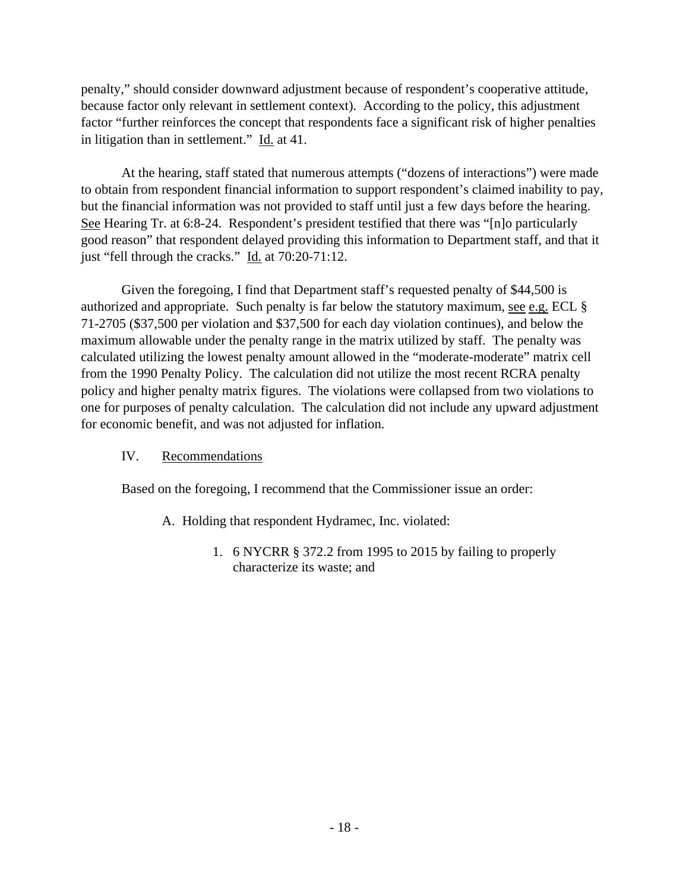penalty," should consider downward adjustment because of respondent's cooperative attitude, because factor only relevant in settlement context). According to the policy, this adjustment factor "further reinforces the concept that respondents face a significant risk of higher penalties in litigation than in settlement." Id. at 41.

At the hearing, staff stated that numerous attempts ("dozens of interactions") were made to obtain from respondent financial information to support respondent's claimed inability to pay, but the financial information was not provided to staff until just a few days before the hearing. See Hearing Tr. at 6:8-24. Respondent's president testified that there was "[n]o particularly good reason" that respondent delayed providing this information to Department staff, and that it just "fell through the cracks." Id. at 70:20-71:12.

Given the foregoing, I find that Department staff's requested penalty of $44,500 is authorized and appropriate. Such penalty is far below the statutory maximum, see e.g. ECL § 71-2705 ($37,500 per violation and $37,500 for each day violation continues), and below the maximum allowable under the penalty range in the matrix utilized by staff. The penalty was calculated utilizing the lowest penalty amount allowed in the "moderate-moderate" matrix cell from the 1990 Penalty Policy. The calculation did not utilize the most recent RCRA penalty policy and higher penalty matrix figures. The violations were collapsed from two violations to one for purposes of penalty calculation. The calculation did not include any upward adjustment for economic benefit, and was not adjusted for inflation.

## IV. Recommendations

Based on the foregoing, I recommend that the Commissioner issue an order:

A. Holding that respondent Hydramec, Inc. violated:

1. 6 NYCRR § 372.2 from 1995 to 2015 by failing to properly characterize its waste; and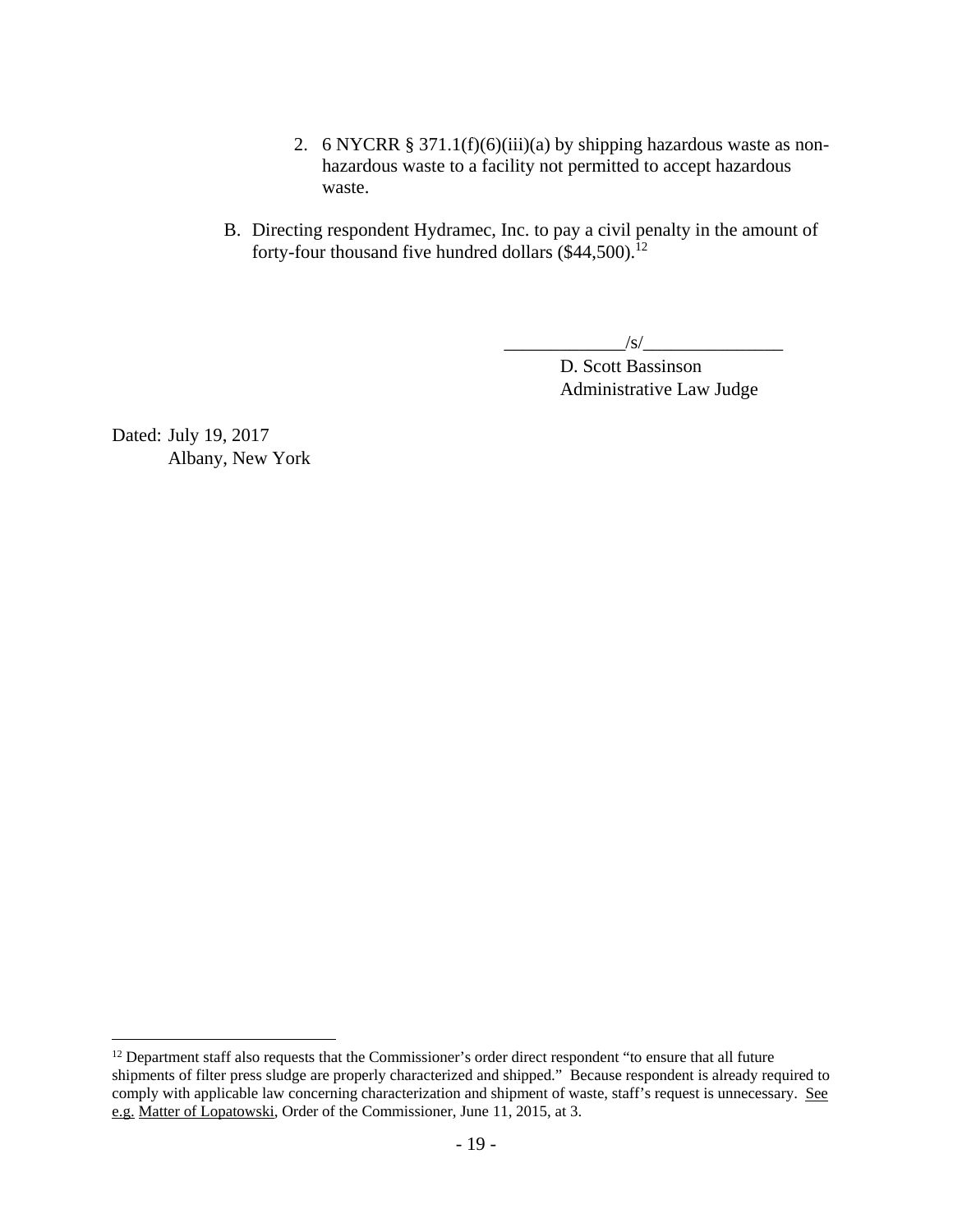2. 6 NYCRR § 371.1(f)(6)(iii)(a) by shipping hazardous waste as non-hazardous waste to a facility not permitted to accept hazardous waste.

B. Directing respondent Hydramec, Inc. to pay a civil penalty in the amount of forty-four thousand five hundred dollars ($44,500).[12]

_____________/s/_______________
D. Scott Bassinson
Administrative Law Judge

Dated: July 19, 2017
Albany, New York

[12] Department staff also requests that the Commissioner's order direct respondent "to ensure that all future shipments of filter press sludge are properly characterized and shipped." Because respondent is already required to comply with applicable law concerning characterization and shipment of waste, staff's request is unnecessary. See e.g. Matter of Lopatowski, Order of the Commissioner, June 11, 2015, at 3.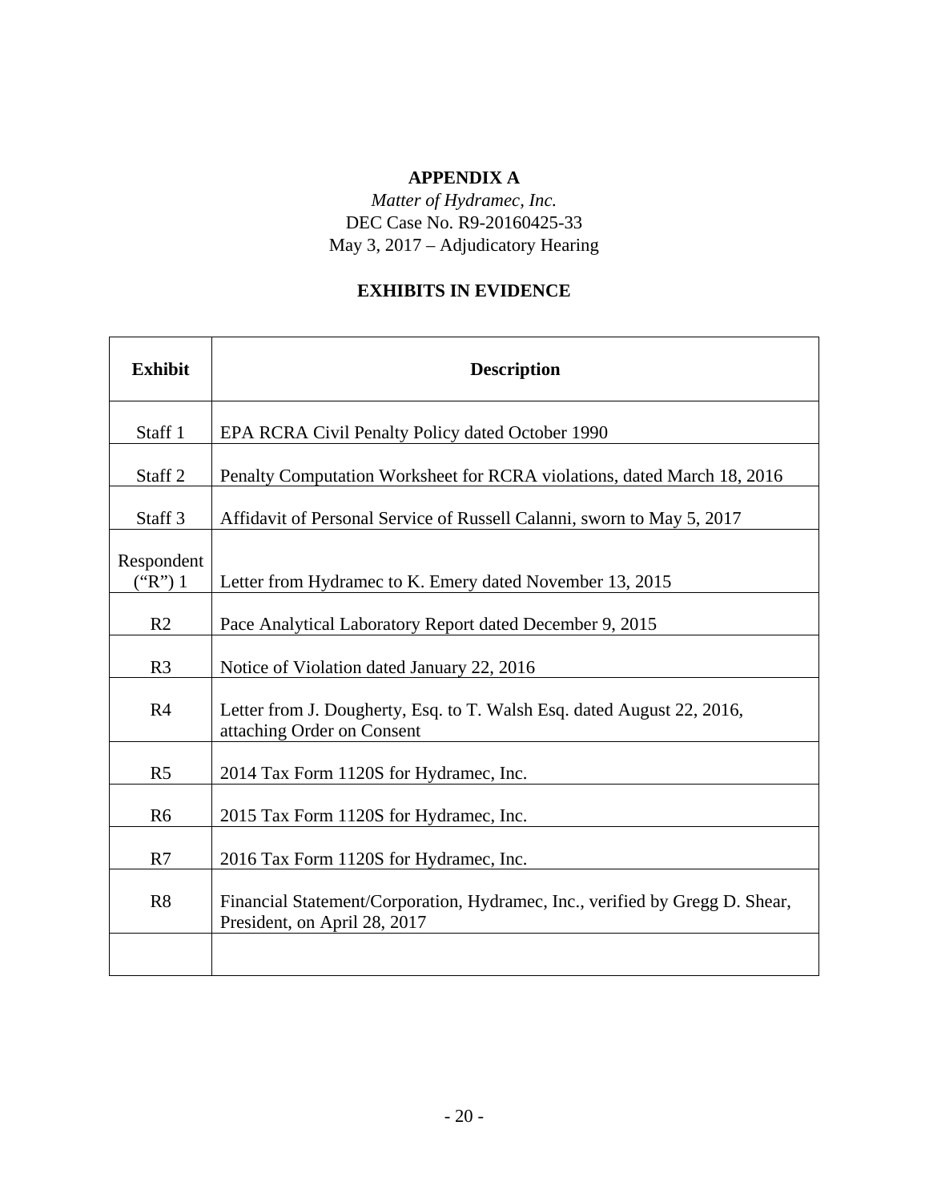**APPENDIX A**

*Matter of Hydramec, Inc.*
DEC Case No. R9-20160425-33
May 3, 2017 – Adjudicatory Hearing

**EXHIBITS IN EVIDENCE**

| Exhibit | Description |
|---|---|
| Staff 1 | EPA RCRA Civil Penalty Policy dated October 1990 |
| Staff 2 | Penalty Computation Worksheet for RCRA violations, dated March 18, 2016 |
| Staff 3 | Affidavit of Personal Service of Russell Calanni, sworn to May 5, 2017 |
| Respondent ("R") 1 | Letter from Hydramec to K. Emery dated November 13, 2015 |
| R2 | Pace Analytical Laboratory Report dated December 9, 2015 |
| R3 | Notice of Violation dated January 22, 2016 |
| R4 | Letter from J. Dougherty, Esq. to T. Walsh Esq. dated August 22, 2016, attaching Order on Consent |
| R5 | 2014 Tax Form 1120S for Hydramec, Inc. |
| R6 | 2015 Tax Form 1120S for Hydramec, Inc. |
| R7 | 2016 Tax Form 1120S for Hydramec, Inc. |
| R8 | Financial Statement/Corporation, Hydramec, Inc., verified by Gregg D. Shear, President, on April 28, 2017 |
| | |